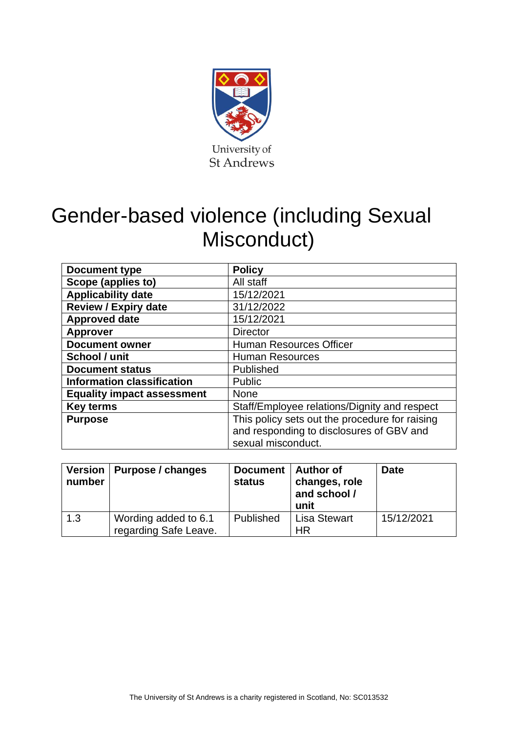University of St Andrews

# Gender-based violence (including Sexual Misconduct)

| | |
|---|---|
| **Document type** | **Policy** |
| **Scope (applies to)** | All staff |
| **Applicability date** | 15/12/2021 |
| **Review / Expiry date** | 31/12/2022 |
| **Approved date** | 15/12/2021 |
| **Approver** | Director |
| **Document owner** | Human Resources Officer |
| **School / unit** | Human Resources |
| **Document status** | Published |
| **Information classification** | Public |
| **Equality impact assessment** | None |
| **Key terms** | Staff/Employee relations/Dignity and respect |
| **Purpose** | This policy sets out the procedure for raising and responding to disclosures of GBV and sexual misconduct. |

| Version number | Purpose / changes | Document status | Author of changes, role and school / unit | Date |
|---|---|---|---|---|
| 1.3 | Wording added to 6.1 regarding Safe Leave. | Published | Lisa Stewart HR | 15/12/2021 |

The University of St Andrews is a charity registered in Scotland, No: SC013532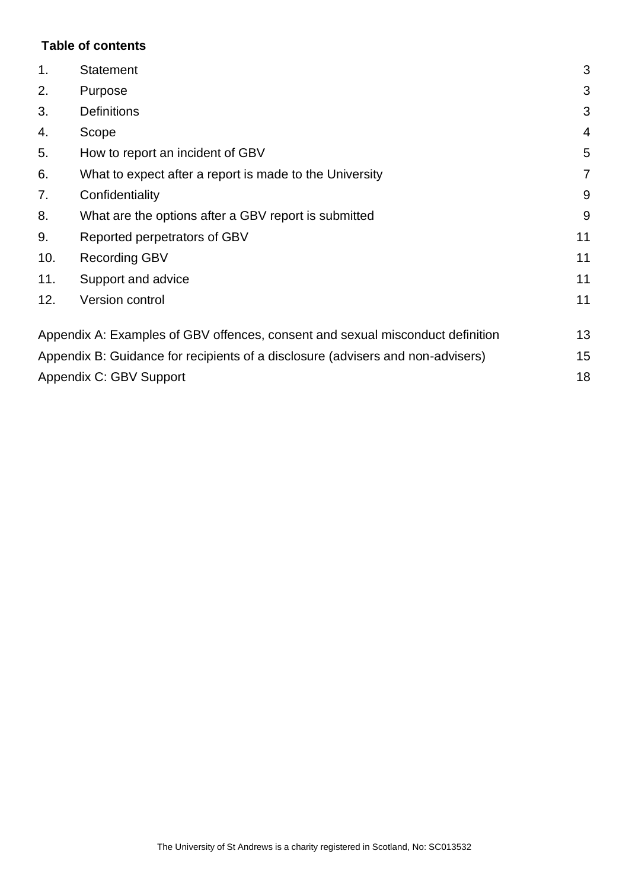**Table of contents**

| | | |
|---|---|---|
| 1. | Statement | 3 |
| 2. | Purpose | 3 |
| 3. | Definitions | 3 |
| 4. | Scope | 4 |
| 5. | How to report an incident of GBV | 5 |
| 6. | What to expect after a report is made to the University | 7 |
| 7. | Confidentiality | 9 |
| 8. | What are the options after a GBV report is submitted | 9 |
| 9. | Reported perpetrators of GBV | 11 |
| 10. | Recording GBV | 11 |
| 11. | Support and advice | 11 |
| 12. | Version control | 11 |

| | |
|---|---|
| Appendix A: Examples of GBV offences, consent and sexual misconduct definition | 13 |
| Appendix B: Guidance for recipients of a disclosure (advisers and non-advisers) | 15 |
| Appendix C: GBV Support | 18 |

The University of St Andrews is a charity registered in Scotland, No: SC013532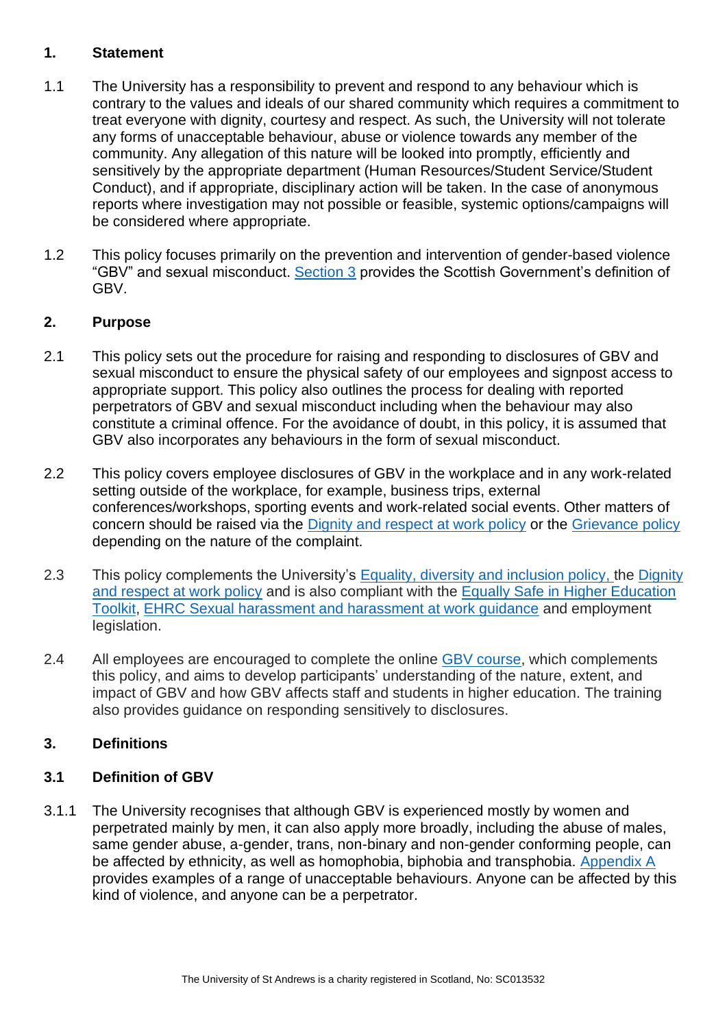## 1. Statement

1.1 The University has a responsibility to prevent and respond to any behaviour which is contrary to the values and ideals of our shared community which requires a commitment to treat everyone with dignity, courtesy and respect. As such, the University will not tolerate any forms of unacceptable behaviour, abuse or violence towards any member of the community. Any allegation of this nature will be looked into promptly, efficiently and sensitively by the appropriate department (Human Resources/Student Service/Student Conduct), and if appropriate, disciplinary action will be taken. In the case of anonymous reports where investigation may not possible or feasible, systemic options/campaigns will be considered where appropriate.

1.2 This policy focuses primarily on the prevention and intervention of gender-based violence "GBV" and sexual misconduct. Section 3 provides the Scottish Government's definition of GBV.

## 2. Purpose

2.1 This policy sets out the procedure for raising and responding to disclosures of GBV and sexual misconduct to ensure the physical safety of our employees and signpost access to appropriate support. This policy also outlines the process for dealing with reported perpetrators of GBV and sexual misconduct including when the behaviour may also constitute a criminal offence. For the avoidance of doubt, in this policy, it is assumed that GBV also incorporates any behaviours in the form of sexual misconduct.

2.2 This policy covers employee disclosures of GBV in the workplace and in any work-related setting outside of the workplace, for example, business trips, external conferences/workshops, sporting events and work-related social events. Other matters of concern should be raised via the Dignity and respect at work policy or the Grievance policy depending on the nature of the complaint.

2.3 This policy complements the University's Equality, diversity and inclusion policy, the Dignity and respect at work policy and is also compliant with the Equally Safe in Higher Education Toolkit, EHRC Sexual harassment and harassment at work guidance and employment legislation.

2.4 All employees are encouraged to complete the online GBV course, which complements this policy, and aims to develop participants' understanding of the nature, extent, and impact of GBV and how GBV affects staff and students in higher education. The training also provides guidance on responding sensitively to disclosures.

## 3. Definitions

### 3.1 Definition of GBV

3.1.1 The University recognises that although GBV is experienced mostly by women and perpetrated mainly by men, it can also apply more broadly, including the abuse of males, same gender abuse, a-gender, trans, non-binary and non-gender conforming people, can be affected by ethnicity, as well as homophobia, biphobia and transphobia. Appendix A provides examples of a range of unacceptable behaviours. Anyone can be affected by this kind of violence, and anyone can be a perpetrator.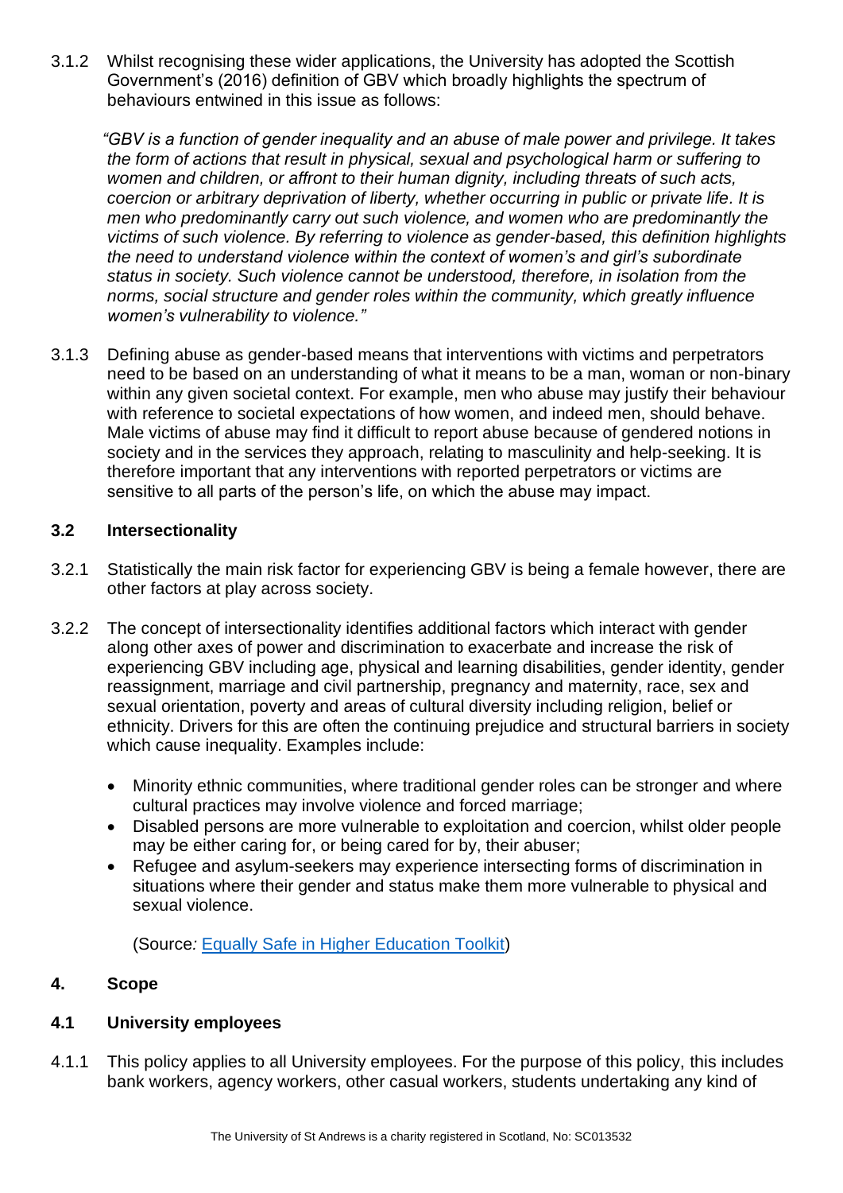3.1.2 Whilst recognising these wider applications, the University has adopted the Scottish Government's (2016) definition of GBV which broadly highlights the spectrum of behaviours entwined in this issue as follows:

> *"GBV is a function of gender inequality and an abuse of male power and privilege. It takes the form of actions that result in physical, sexual and psychological harm or suffering to women and children, or affront to their human dignity, including threats of such acts, coercion or arbitrary deprivation of liberty, whether occurring in public or private life. It is men who predominantly carry out such violence, and women who are predominantly the victims of such violence. By referring to violence as gender-based, this definition highlights the need to understand violence within the context of women's and girl's subordinate status in society. Such violence cannot be understood, therefore, in isolation from the norms, social structure and gender roles within the community, which greatly influence women's vulnerability to violence."*

3.1.3 Defining abuse as gender-based means that interventions with victims and perpetrators need to be based on an understanding of what it means to be a man, woman or non-binary within any given societal context. For example, men who abuse may justify their behaviour with reference to societal expectations of how women, and indeed men, should behave. Male victims of abuse may find it difficult to report abuse because of gendered notions in society and in the services they approach, relating to masculinity and help-seeking. It is therefore important that any interventions with reported perpetrators or victims are sensitive to all parts of the person's life, on which the abuse may impact.

### 3.2 Intersectionality

3.2.1 Statistically the main risk factor for experiencing GBV is being a female however, there are other factors at play across society.

3.2.2 The concept of intersectionality identifies additional factors which interact with gender along other axes of power and discrimination to exacerbate and increase the risk of experiencing GBV including age, physical and learning disabilities, gender identity, gender reassignment, marriage and civil partnership, pregnancy and maternity, race, sex and sexual orientation, poverty and areas of cultural diversity including religion, belief or ethnicity. Drivers for this are often the continuing prejudice and structural barriers in society which cause inequality. Examples include:

- Minority ethnic communities, where traditional gender roles can be stronger and where cultural practices may involve violence and forced marriage;
- Disabled persons are more vulnerable to exploitation and coercion, whilst older people may be either caring for, or being cared for by, their abuser;
- Refugee and asylum-seekers may experience intersecting forms of discrimination in situations where their gender and status make them more vulnerable to physical and sexual violence.

(Source*:* [Equally Safe in Higher Education Toolkit])

## 4. Scope

### 4.1 University employees

4.1.1 This policy applies to all University employees. For the purpose of this policy, this includes bank workers, agency workers, other casual workers, students undertaking any kind of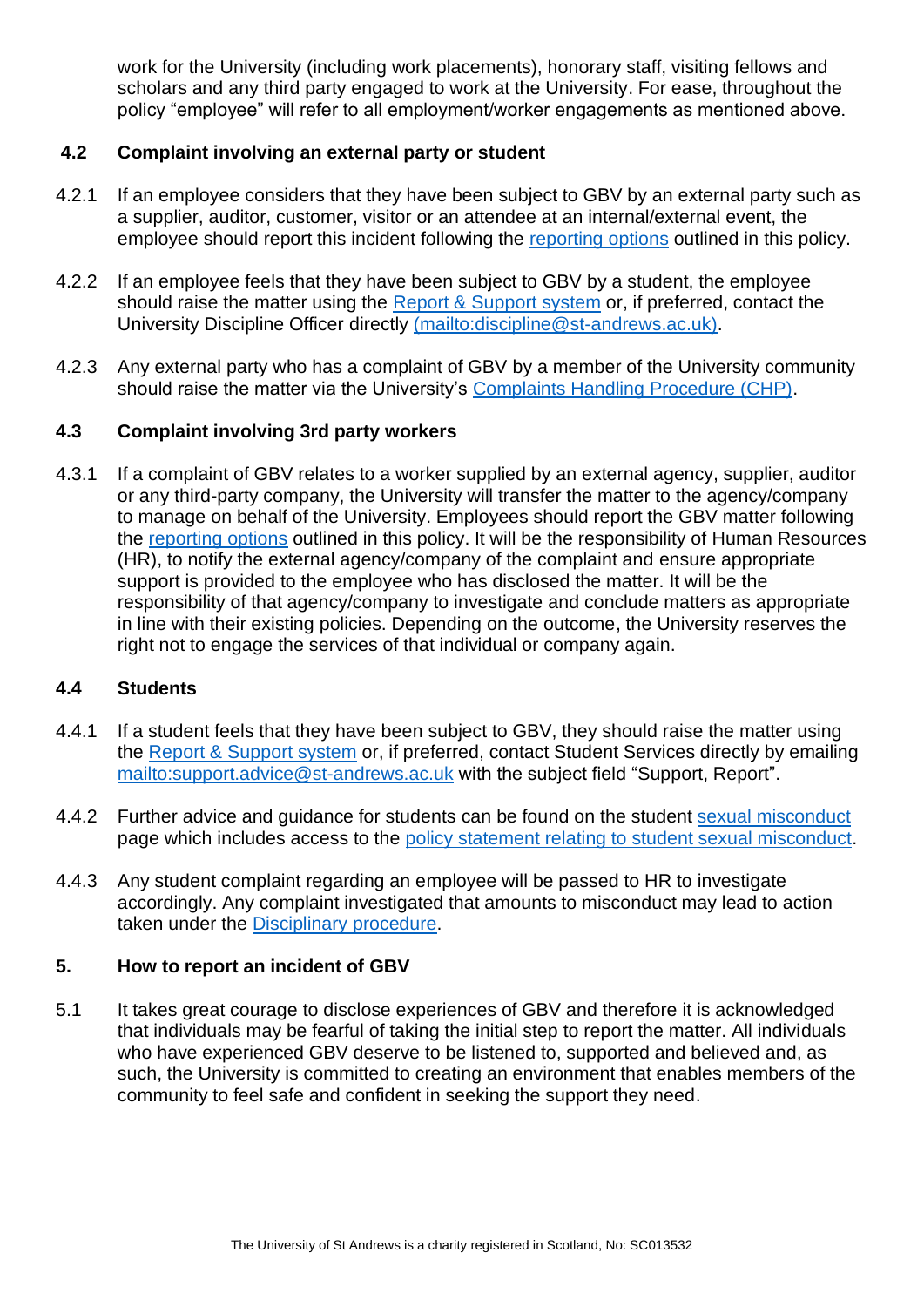work for the University (including work placements), honorary staff, visiting fellows and scholars and any third party engaged to work at the University. For ease, throughout the policy "employee" will refer to all employment/worker engagements as mentioned above.

### 4.2 Complaint involving an external party or student

4.2.1 If an employee considers that they have been subject to GBV by an external party such as a supplier, auditor, customer, visitor or an attendee at an internal/external event, the employee should report this incident following the reporting options outlined in this policy.

4.2.2 If an employee feels that they have been subject to GBV by a student, the employee should raise the matter using the Report & Support system or, if preferred, contact the University Discipline Officer directly (mailto:discipline@st-andrews.ac.uk).

4.2.3 Any external party who has a complaint of GBV by a member of the University community should raise the matter via the University's Complaints Handling Procedure (CHP).

### 4.3 Complaint involving 3rd party workers

4.3.1 If a complaint of GBV relates to a worker supplied by an external agency, supplier, auditor or any third-party company, the University will transfer the matter to the agency/company to manage on behalf of the University. Employees should report the GBV matter following the reporting options outlined in this policy. It will be the responsibility of Human Resources (HR), to notify the external agency/company of the complaint and ensure appropriate support is provided to the employee who has disclosed the matter. It will be the responsibility of that agency/company to investigate and conclude matters as appropriate in line with their existing policies. Depending on the outcome, the University reserves the right not to engage the services of that individual or company again.

### 4.4 Students

4.4.1 If a student feels that they have been subject to GBV, they should raise the matter using the Report & Support system or, if preferred, contact Student Services directly by emailing mailto:support.advice@st-andrews.ac.uk with the subject field "Support, Report".

4.4.2 Further advice and guidance for students can be found on the student sexual misconduct page which includes access to the policy statement relating to student sexual misconduct.

4.4.3 Any student complaint regarding an employee will be passed to HR to investigate accordingly. Any complaint investigated that amounts to misconduct may lead to action taken under the Disciplinary procedure.

## 5. How to report an incident of GBV

5.1 It takes great courage to disclose experiences of GBV and therefore it is acknowledged that individuals may be fearful of taking the initial step to report the matter. All individuals who have experienced GBV deserve to be listened to, supported and believed and, as such, the University is committed to creating an environment that enables members of the community to feel safe and confident in seeking the support they need.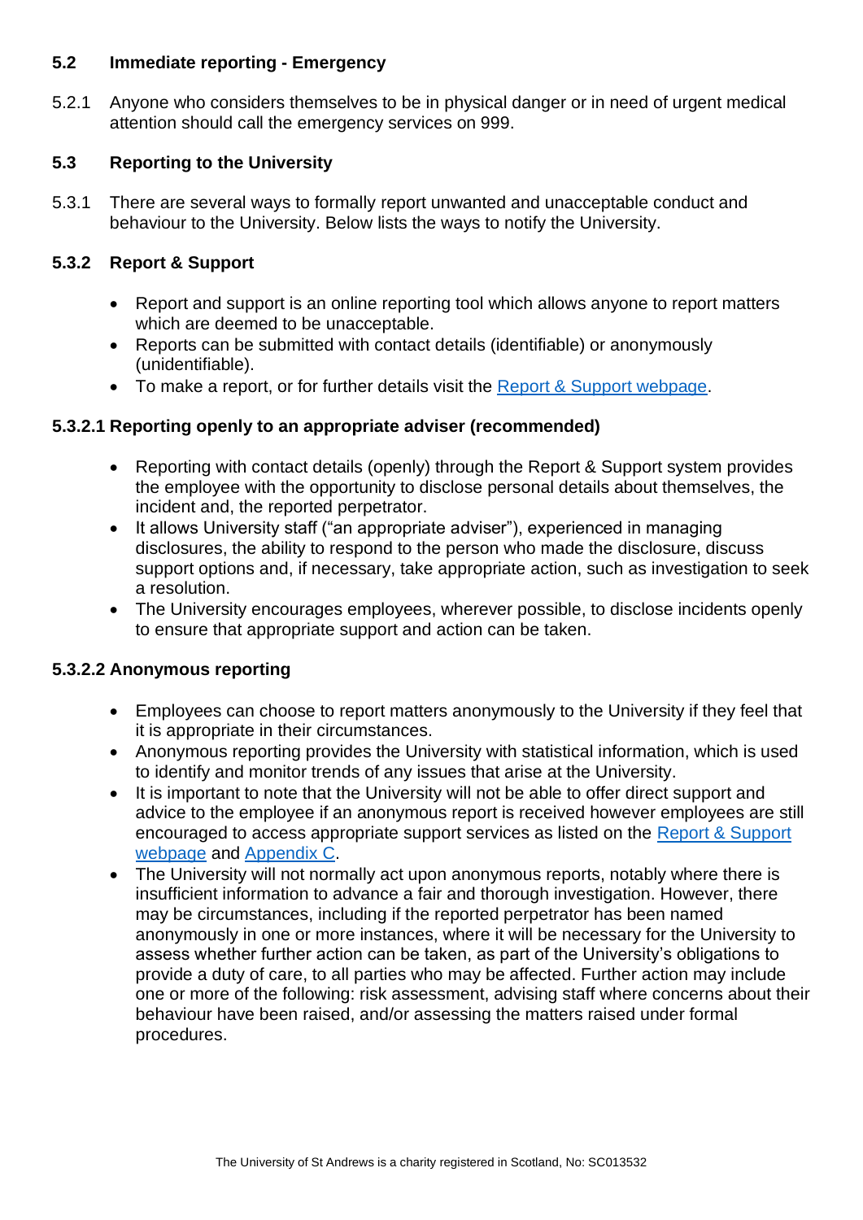### 5.2 Immediate reporting - Emergency

5.2.1 Anyone who considers themselves to be in physical danger or in need of urgent medical attention should call the emergency services on 999.

### 5.3 Reporting to the University

5.3.1 There are several ways to formally report unwanted and unacceptable conduct and behaviour to the University. Below lists the ways to notify the University.

### 5.3.2 Report & Support

- Report and support is an online reporting tool which allows anyone to report matters which are deemed to be unacceptable.
- Reports can be submitted with contact details (identifiable) or anonymously (unidentifiable).
- To make a report, or for further details visit the Report & Support webpage.

#### 5.3.2.1 Reporting openly to an appropriate adviser (recommended)

- Reporting with contact details (openly) through the Report & Support system provides the employee with the opportunity to disclose personal details about themselves, the incident and, the reported perpetrator.
- It allows University staff ("an appropriate adviser"), experienced in managing disclosures, the ability to respond to the person who made the disclosure, discuss support options and, if necessary, take appropriate action, such as investigation to seek a resolution.
- The University encourages employees, wherever possible, to disclose incidents openly to ensure that appropriate support and action can be taken.

#### 5.3.2.2 Anonymous reporting

- Employees can choose to report matters anonymously to the University if they feel that it is appropriate in their circumstances.
- Anonymous reporting provides the University with statistical information, which is used to identify and monitor trends of any issues that arise at the University.
- It is important to note that the University will not be able to offer direct support and advice to the employee if an anonymous report is received however employees are still encouraged to access appropriate support services as listed on the Report & Support webpage and Appendix C.
- The University will not normally act upon anonymous reports, notably where there is insufficient information to advance a fair and thorough investigation. However, there may be circumstances, including if the reported perpetrator has been named anonymously in one or more instances, where it will be necessary for the University to assess whether further action can be taken, as part of the University's obligations to provide a duty of care, to all parties who may be affected. Further action may include one or more of the following: risk assessment, advising staff where concerns about their behaviour have been raised, and/or assessing the matters raised under formal procedures.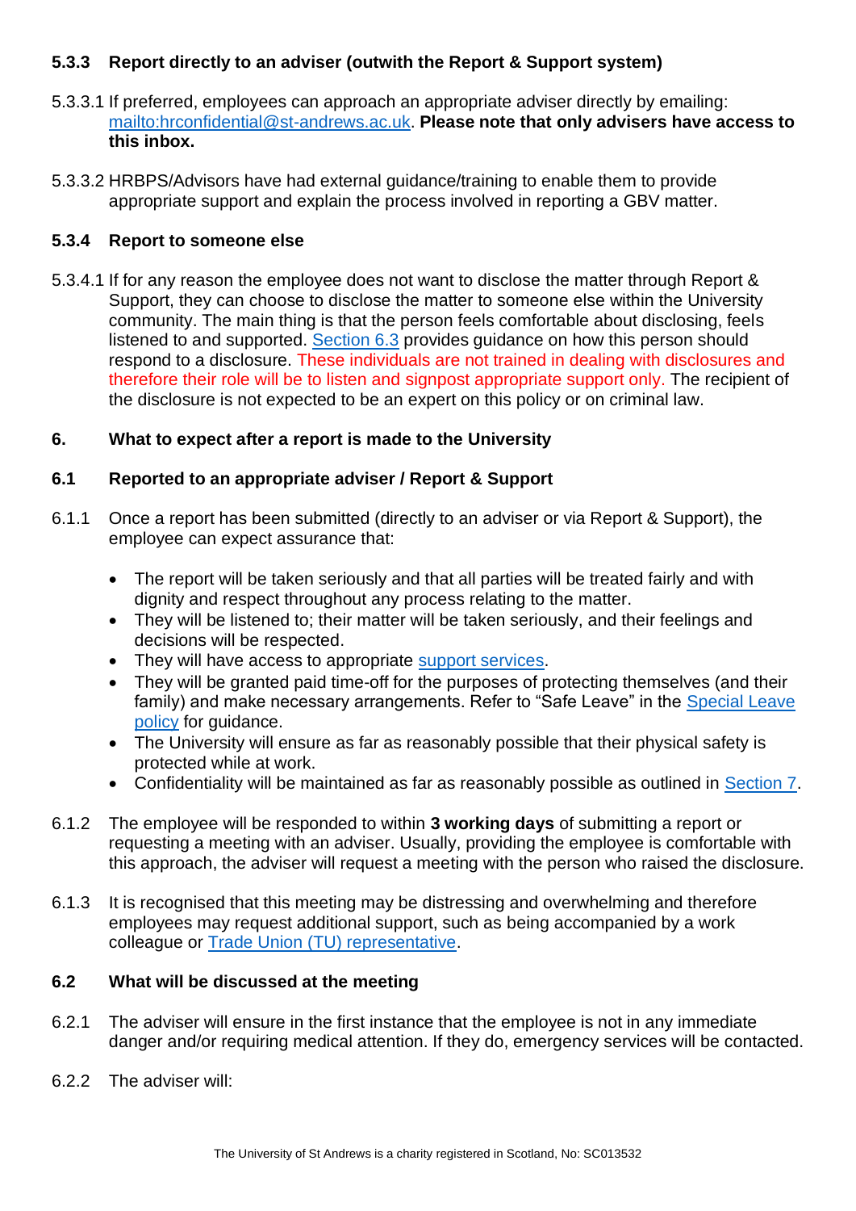### 5.3.3 Report directly to an adviser (outwith the Report & Support system)

5.3.3.1 If preferred, employees can approach an appropriate adviser directly by emailing: [mailto:hrconfidential@st-andrews.ac.uk](mailto:hrconfidential@st-andrews.ac.uk). **Please note that only advisers have access to this inbox.**

5.3.3.2 HRBPS/Advisors have had external guidance/training to enable them to provide appropriate support and explain the process involved in reporting a GBV matter.

### 5.3.4 Report to someone else

5.3.4.1 If for any reason the employee does not want to disclose the matter through Report & Support, they can choose to disclose the matter to someone else within the University community. The main thing is that the person feels comfortable about disclosing, feels listened to and supported. [Section 6.3](#) provides guidance on how this person should respond to a disclosure. These individuals are not trained in dealing with disclosures and therefore their role will be to listen and signpost appropriate support only. The recipient of the disclosure is not expected to be an expert on this policy or on criminal law.

## 6. What to expect after a report is made to the University

### 6.1 Reported to an appropriate adviser / Report & Support

6.1.1 Once a report has been submitted (directly to an adviser or via Report & Support), the employee can expect assurance that:

- The report will be taken seriously and that all parties will be treated fairly and with dignity and respect throughout any process relating to the matter.
- They will be listened to; their matter will be taken seriously, and their feelings and decisions will be respected.
- They will have access to appropriate [support services](#).
- They will be granted paid time-off for the purposes of protecting themselves (and their family) and make necessary arrangements. Refer to "Safe Leave" in the [Special Leave policy](#) for guidance.
- The University will ensure as far as reasonably possible that their physical safety is protected while at work.
- Confidentiality will be maintained as far as reasonably possible as outlined in [Section 7](#).

6.1.2 The employee will be responded to within **3 working days** of submitting a report or requesting a meeting with an adviser. Usually, providing the employee is comfortable with this approach, the adviser will request a meeting with the person who raised the disclosure.

6.1.3 It is recognised that this meeting may be distressing and overwhelming and therefore employees may request additional support, such as being accompanied by a work colleague or [Trade Union (TU) representative](#).

### 6.2 What will be discussed at the meeting

6.2.1 The adviser will ensure in the first instance that the employee is not in any immediate danger and/or requiring medical attention. If they do, emergency services will be contacted.

6.2.2 The adviser will: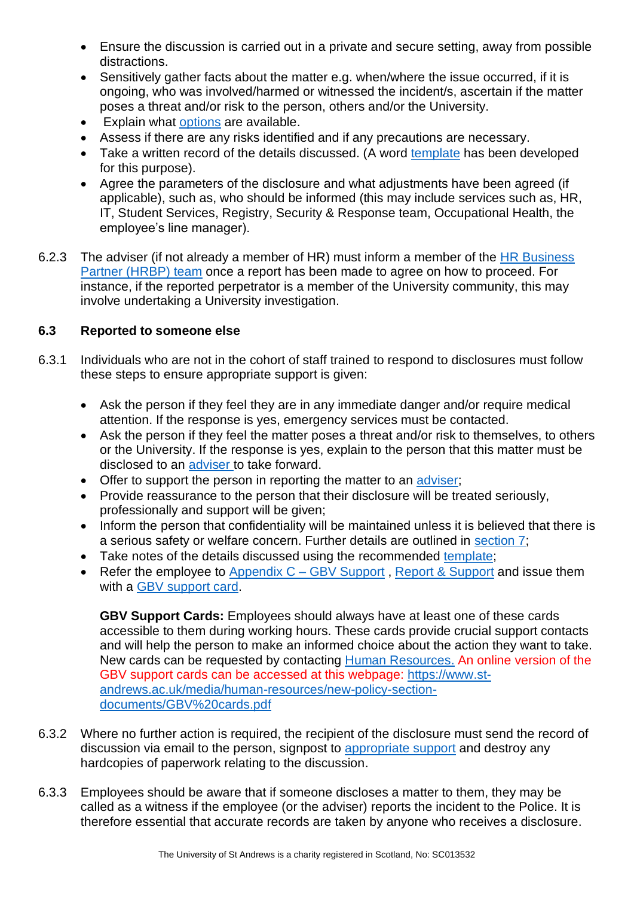- Ensure the discussion is carried out in a private and secure setting, away from possible distractions.
- Sensitively gather facts about the matter e.g. when/where the issue occurred, if it is ongoing, who was involved/harmed or witnessed the incident/s, ascertain if the matter poses a threat and/or risk to the person, others and/or the University.
- Explain what options are available.
- Assess if there are any risks identified and if any precautions are necessary.
- Take a written record of the details discussed. (A word template has been developed for this purpose).
- Agree the parameters of the disclosure and what adjustments have been agreed (if applicable), such as, who should be informed (this may include services such as, HR, IT, Student Services, Registry, Security & Response team, Occupational Health, the employee's line manager).

6.2.3 The adviser (if not already a member of HR) must inform a member of the HR Business Partner (HRBP) team once a report has been made to agree on how to proceed. For instance, if the reported perpetrator is a member of the University community, this may involve undertaking a University investigation.

### 6.3 Reported to someone else

6.3.1 Individuals who are not in the cohort of staff trained to respond to disclosures must follow these steps to ensure appropriate support is given:

- Ask the person if they feel they are in any immediate danger and/or require medical attention. If the response is yes, emergency services must be contacted.
- Ask the person if they feel the matter poses a threat and/or risk to themselves, to others or the University. If the response is yes, explain to the person that this matter must be disclosed to an adviser to take forward.
- Offer to support the person in reporting the matter to an adviser;
- Provide reassurance to the person that their disclosure will be treated seriously, professionally and support will be given;
- Inform the person that confidentiality will be maintained unless it is believed that there is a serious safety or welfare concern. Further details are outlined in section 7;
- Take notes of the details discussed using the recommended template;
- Refer the employee to Appendix C – GBV Support , Report & Support and issue them with a GBV support card.

**GBV Support Cards:** Employees should always have at least one of these cards accessible to them during working hours. These cards provide crucial support contacts and will help the person to make an informed choice about the action they want to take. New cards can be requested by contacting Human Resources. An online version of the GBV support cards can be accessed at this webpage: https://www.st-andrews.ac.uk/media/human-resources/new-policy-section-documents/GBV%20cards.pdf

6.3.2 Where no further action is required, the recipient of the disclosure must send the record of discussion via email to the person, signpost to appropriate support and destroy any hardcopies of paperwork relating to the discussion.

6.3.3 Employees should be aware that if someone discloses a matter to them, they may be called as a witness if the employee (or the adviser) reports the incident to the Police. It is therefore essential that accurate records are taken by anyone who receives a disclosure.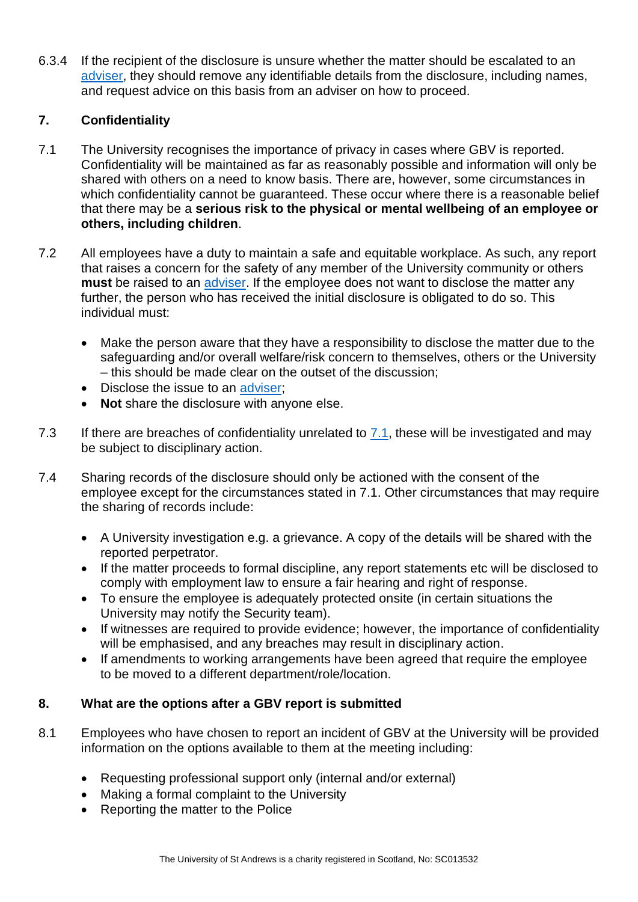6.3.4 If the recipient of the disclosure is unsure whether the matter should be escalated to an adviser, they should remove any identifiable details from the disclosure, including names, and request advice on this basis from an adviser on how to proceed.

## 7. Confidentiality

7.1 The University recognises the importance of privacy in cases where GBV is reported. Confidentiality will be maintained as far as reasonably possible and information will only be shared with others on a need to know basis. There are, however, some circumstances in which confidentiality cannot be guaranteed. These occur where there is a reasonable belief that there may be a **serious risk to the physical or mental wellbeing of an employee or others, including children**.

7.2 All employees have a duty to maintain a safe and equitable workplace. As such, any report that raises a concern for the safety of any member of the University community or others **must** be raised to an adviser. If the employee does not want to disclose the matter any further, the person who has received the initial disclosure is obligated to do so. This individual must:

- Make the person aware that they have a responsibility to disclose the matter due to the safeguarding and/or overall welfare/risk concern to themselves, others or the University – this should be made clear on the outset of the discussion;
- Disclose the issue to an adviser;
- **Not** share the disclosure with anyone else.

7.3 If there are breaches of confidentiality unrelated to 7.1, these will be investigated and may be subject to disciplinary action.

7.4 Sharing records of the disclosure should only be actioned with the consent of the employee except for the circumstances stated in 7.1. Other circumstances that may require the sharing of records include:

- A University investigation e.g. a grievance. A copy of the details will be shared with the reported perpetrator.
- If the matter proceeds to formal discipline, any report statements etc will be disclosed to comply with employment law to ensure a fair hearing and right of response.
- To ensure the employee is adequately protected onsite (in certain situations the University may notify the Security team).
- If witnesses are required to provide evidence; however, the importance of confidentiality will be emphasised, and any breaches may result in disciplinary action.
- If amendments to working arrangements have been agreed that require the employee to be moved to a different department/role/location.

## 8. What are the options after a GBV report is submitted

8.1 Employees who have chosen to report an incident of GBV at the University will be provided information on the options available to them at the meeting including:

- Requesting professional support only (internal and/or external)
- Making a formal complaint to the University
- Reporting the matter to the Police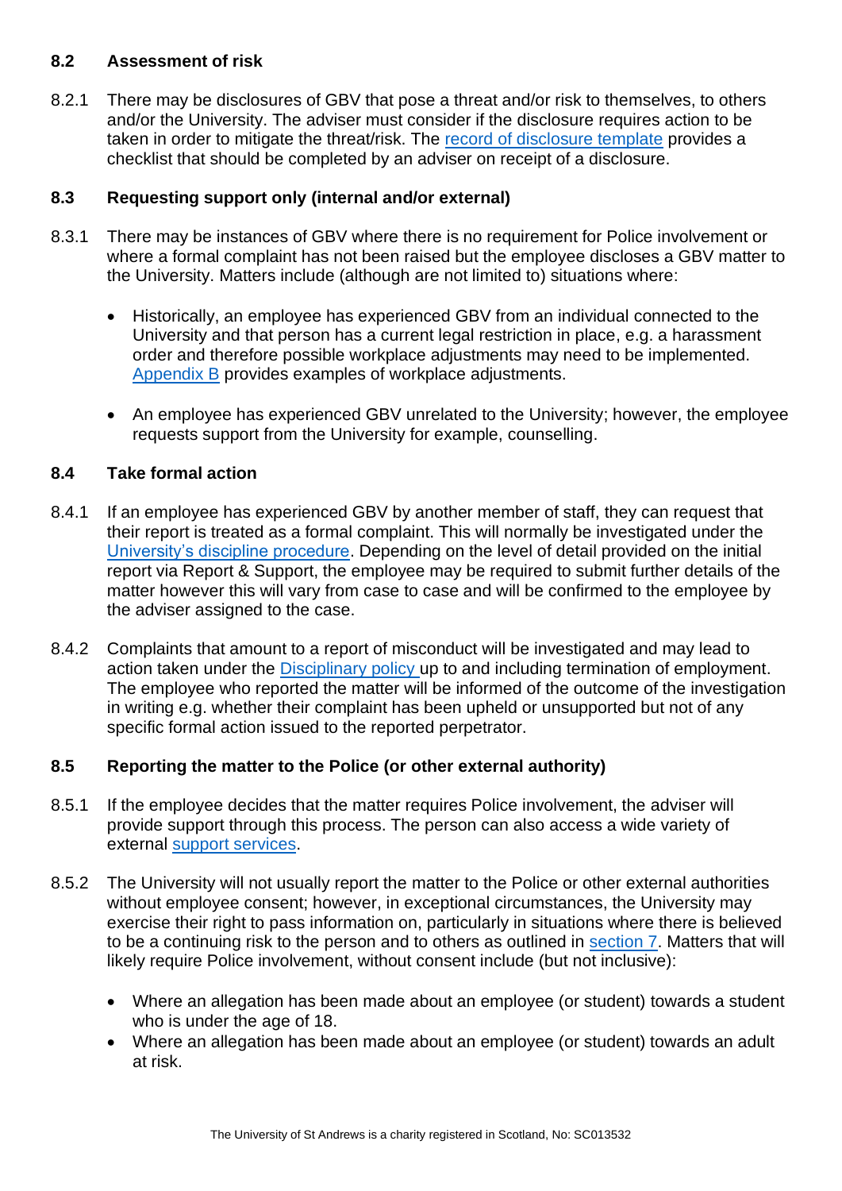### 8.2 Assessment of risk

8.2.1 There may be disclosures of GBV that pose a threat and/or risk to themselves, to others and/or the University. The adviser must consider if the disclosure requires action to be taken in order to mitigate the threat/risk. The record of disclosure template provides a checklist that should be completed by an adviser on receipt of a disclosure.

### 8.3 Requesting support only (internal and/or external)

8.3.1 There may be instances of GBV where there is no requirement for Police involvement or where a formal complaint has not been raised but the employee discloses a GBV matter to the University. Matters include (although are not limited to) situations where:

- Historically, an employee has experienced GBV from an individual connected to the University and that person has a current legal restriction in place, e.g. a harassment order and therefore possible workplace adjustments may need to be implemented. Appendix B provides examples of workplace adjustments.

- An employee has experienced GBV unrelated to the University; however, the employee requests support from the University for example, counselling.

### 8.4 Take formal action

8.4.1 If an employee has experienced GBV by another member of staff, they can request that their report is treated as a formal complaint. This will normally be investigated under the University's discipline procedure. Depending on the level of detail provided on the initial report via Report & Support, the employee may be required to submit further details of the matter however this will vary from case to case and will be confirmed to the employee by the adviser assigned to the case.

8.4.2 Complaints that amount to a report of misconduct will be investigated and may lead to action taken under the Disciplinary policy up to and including termination of employment. The employee who reported the matter will be informed of the outcome of the investigation in writing e.g. whether their complaint has been upheld or unsupported but not of any specific formal action issued to the reported perpetrator.

### 8.5 Reporting the matter to the Police (or other external authority)

8.5.1 If the employee decides that the matter requires Police involvement, the adviser will provide support through this process. The person can also access a wide variety of external support services.

8.5.2 The University will not usually report the matter to the Police or other external authorities without employee consent; however, in exceptional circumstances, the University may exercise their right to pass information on, particularly in situations where there is believed to be a continuing risk to the person and to others as outlined in section 7. Matters that will likely require Police involvement, without consent include (but not inclusive):

- Where an allegation has been made about an employee (or student) towards a student who is under the age of 18.
- Where an allegation has been made about an employee (or student) towards an adult at risk.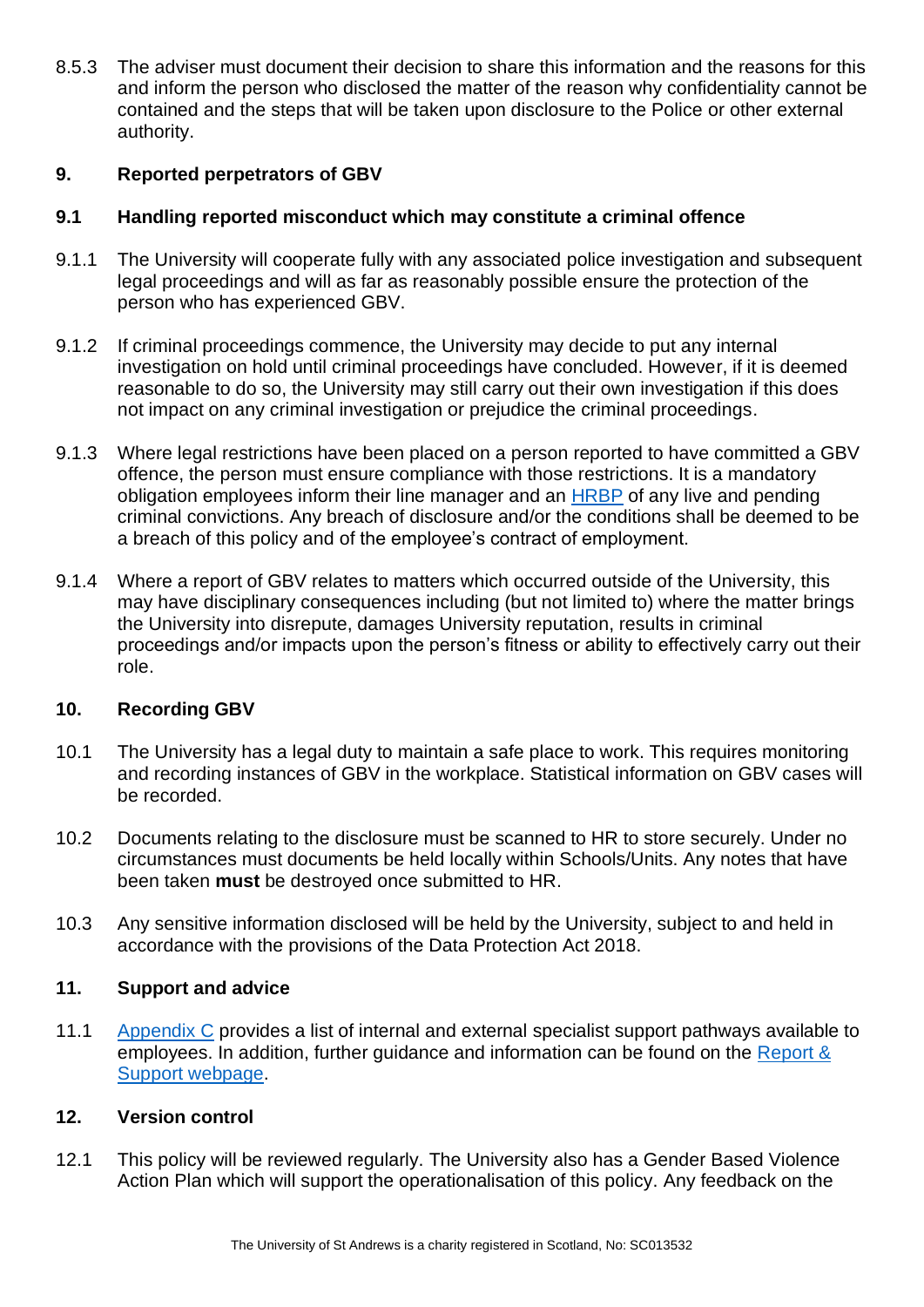8.5.3 The adviser must document their decision to share this information and the reasons for this and inform the person who disclosed the matter of the reason why confidentiality cannot be contained and the steps that will be taken upon disclosure to the Police or other external authority.

## 9. Reported perpetrators of GBV

### 9.1 Handling reported misconduct which may constitute a criminal offence

9.1.1 The University will cooperate fully with any associated police investigation and subsequent legal proceedings and will as far as reasonably possible ensure the protection of the person who has experienced GBV.

9.1.2 If criminal proceedings commence, the University may decide to put any internal investigation on hold until criminal proceedings have concluded. However, if it is deemed reasonable to do so, the University may still carry out their own investigation if this does not impact on any criminal investigation or prejudice the criminal proceedings.

9.1.3 Where legal restrictions have been placed on a person reported to have committed a GBV offence, the person must ensure compliance with those restrictions. It is a mandatory obligation employees inform their line manager and an HRBP of any live and pending criminal convictions. Any breach of disclosure and/or the conditions shall be deemed to be a breach of this policy and of the employee's contract of employment.

9.1.4 Where a report of GBV relates to matters which occurred outside of the University, this may have disciplinary consequences including (but not limited to) where the matter brings the University into disrepute, damages University reputation, results in criminal proceedings and/or impacts upon the person's fitness or ability to effectively carry out their role.

## 10. Recording GBV

10.1 The University has a legal duty to maintain a safe place to work. This requires monitoring and recording instances of GBV in the workplace. Statistical information on GBV cases will be recorded.

10.2 Documents relating to the disclosure must be scanned to HR to store securely. Under no circumstances must documents be held locally within Schools/Units. Any notes that have been taken **must** be destroyed once submitted to HR.

10.3 Any sensitive information disclosed will be held by the University, subject to and held in accordance with the provisions of the Data Protection Act 2018.

## 11. Support and advice

11.1 Appendix C provides a list of internal and external specialist support pathways available to employees. In addition, further guidance and information can be found on the Report & Support webpage.

## 12. Version control

12.1 This policy will be reviewed regularly. The University also has a Gender Based Violence Action Plan which will support the operationalisation of this policy. Any feedback on the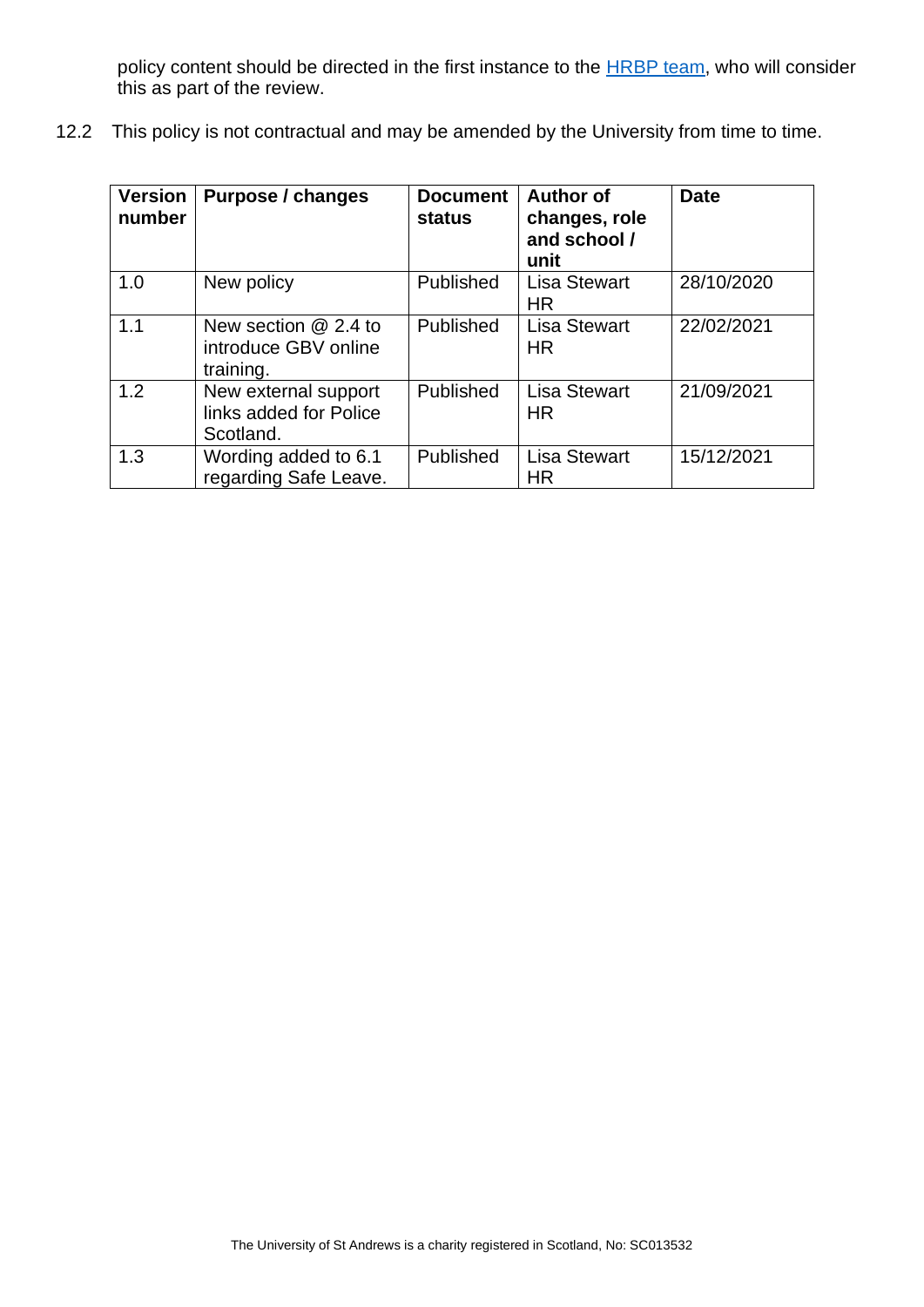policy content should be directed in the first instance to the [HRBP team](), who will consider this as part of the review.

12.2 This policy is not contractual and may be amended by the University from time to time.

| Version number | Purpose / changes | Document status | Author of changes, role and school / unit | Date |
|---|---|---|---|---|
| 1.0 | New policy | Published | Lisa Stewart HR | 28/10/2020 |
| 1.1 | New section @ 2.4 to introduce GBV online training. | Published | Lisa Stewart HR | 22/02/2021 |
| 1.2 | New external support links added for Police Scotland. | Published | Lisa Stewart HR | 21/09/2021 |
| 1.3 | Wording added to 6.1 regarding Safe Leave. | Published | Lisa Stewart HR | 15/12/2021 |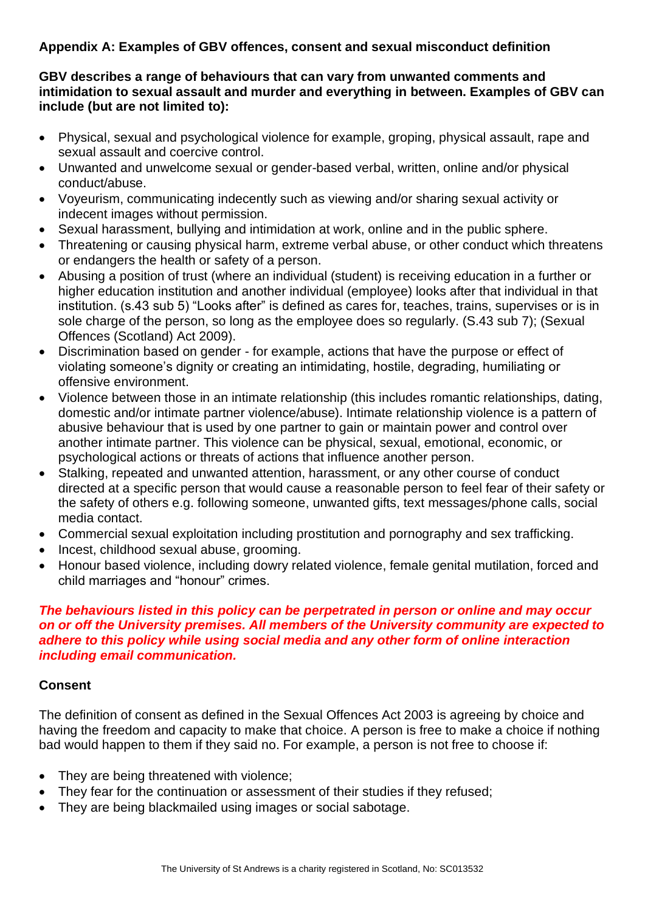## Appendix A: Examples of GBV offences, consent and sexual misconduct definition

**GBV describes a range of behaviours that can vary from unwanted comments and intimidation to sexual assault and murder and everything in between. Examples of GBV can include (but are not limited to):**

- Physical, sexual and psychological violence for example, groping, physical assault, rape and sexual assault and coercive control.
- Unwanted and unwelcome sexual or gender-based verbal, written, online and/or physical conduct/abuse.
- Voyeurism, communicating indecently such as viewing and/or sharing sexual activity or indecent images without permission.
- Sexual harassment, bullying and intimidation at work, online and in the public sphere.
- Threatening or causing physical harm, extreme verbal abuse, or other conduct which threatens or endangers the health or safety of a person.
- Abusing a position of trust (where an individual (student) is receiving education in a further or higher education institution and another individual (employee) looks after that individual in that institution. (s.43 sub 5) "Looks after" is defined as cares for, teaches, trains, supervises or is in sole charge of the person, so long as the employee does so regularly. (S.43 sub 7); (Sexual Offences (Scotland) Act 2009).
- Discrimination based on gender - for example, actions that have the purpose or effect of violating someone's dignity or creating an intimidating, hostile, degrading, humiliating or offensive environment.
- Violence between those in an intimate relationship (this includes romantic relationships, dating, domestic and/or intimate partner violence/abuse). Intimate relationship violence is a pattern of abusive behaviour that is used by one partner to gain or maintain power and control over another intimate partner. This violence can be physical, sexual, emotional, economic, or psychological actions or threats of actions that influence another person.
- Stalking, repeated and unwanted attention, harassment, or any other course of conduct directed at a specific person that would cause a reasonable person to feel fear of their safety or the safety of others e.g. following someone, unwanted gifts, text messages/phone calls, social media contact.
- Commercial sexual exploitation including prostitution and pornography and sex trafficking.
- Incest, childhood sexual abuse, grooming.
- Honour based violence, including dowry related violence, female genital mutilation, forced and child marriages and "honour" crimes.

***The behaviours listed in this policy can be perpetrated in person or online and may occur on or off the University premises. All members of the University community are expected to adhere to this policy while using social media and any other form of online interaction including email communication.***

### Consent

The definition of consent as defined in the Sexual Offences Act 2003 is agreeing by choice and having the freedom and capacity to make that choice. A person is free to make a choice if nothing bad would happen to them if they said no. For example, a person is not free to choose if:

- They are being threatened with violence;
- They fear for the continuation or assessment of their studies if they refused;
- They are being blackmailed using images or social sabotage.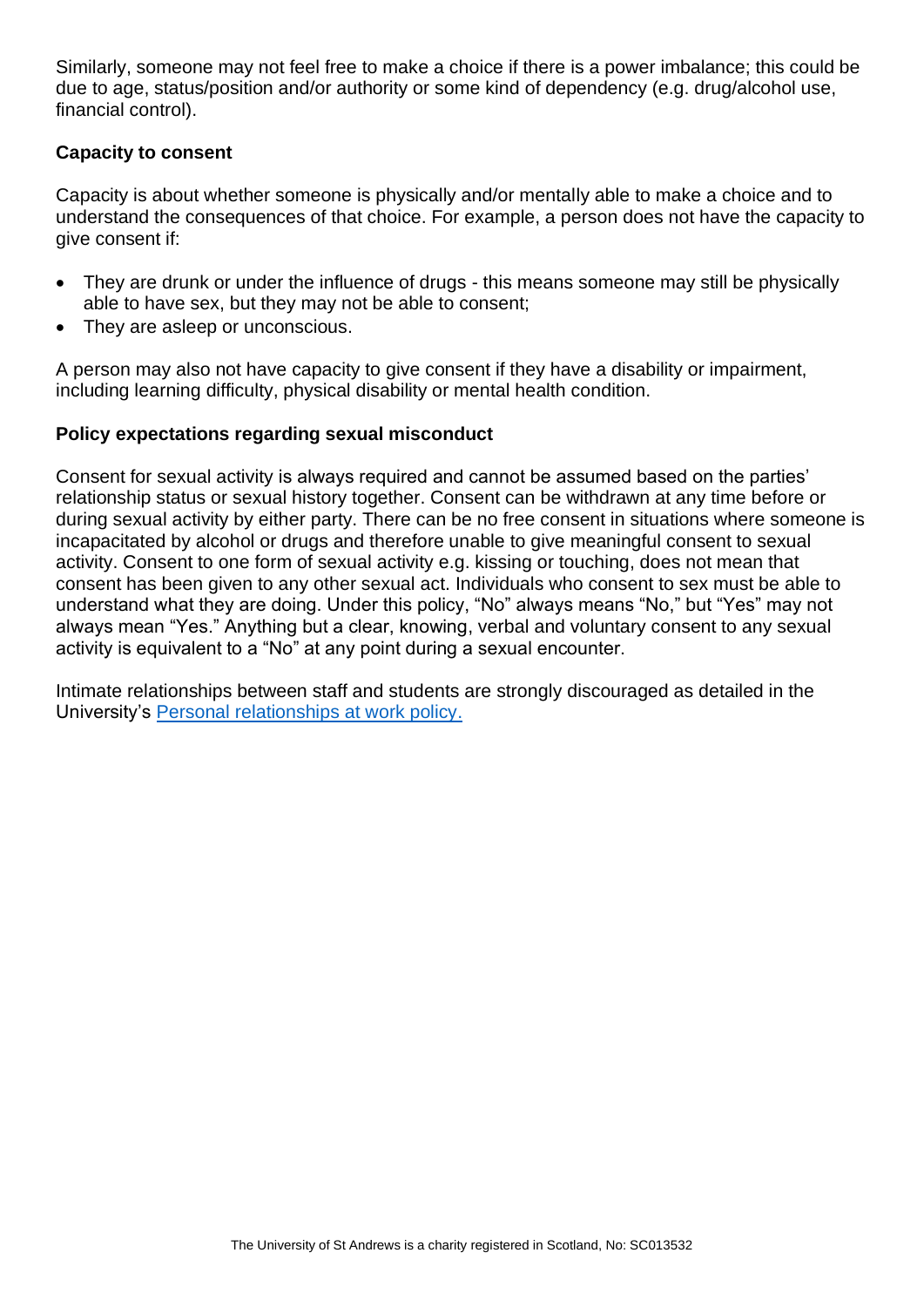Similarly, someone may not feel free to make a choice if there is a power imbalance; this could be due to age, status/position and/or authority or some kind of dependency (e.g. drug/alcohol use, financial control).

**Capacity to consent**

Capacity is about whether someone is physically and/or mentally able to make a choice and to understand the consequences of that choice. For example, a person does not have the capacity to give consent if:

- They are drunk or under the influence of drugs - this means someone may still be physically able to have sex, but they may not be able to consent;
- They are asleep or unconscious.

A person may also not have capacity to give consent if they have a disability or impairment, including learning difficulty, physical disability or mental health condition.

**Policy expectations regarding sexual misconduct**

Consent for sexual activity is always required and cannot be assumed based on the parties' relationship status or sexual history together. Consent can be withdrawn at any time before or during sexual activity by either party. There can be no free consent in situations where someone is incapacitated by alcohol or drugs and therefore unable to give meaningful consent to sexual activity. Consent to one form of sexual activity e.g. kissing or touching, does not mean that consent has been given to any other sexual act. Individuals who consent to sex must be able to understand what they are doing. Under this policy, "No" always means "No," but "Yes" may not always mean "Yes." Anything but a clear, knowing, verbal and voluntary consent to any sexual activity is equivalent to a "No" at any point during a sexual encounter.

Intimate relationships between staff and students are strongly discouraged as detailed in the University's [Personal relationships at work policy.]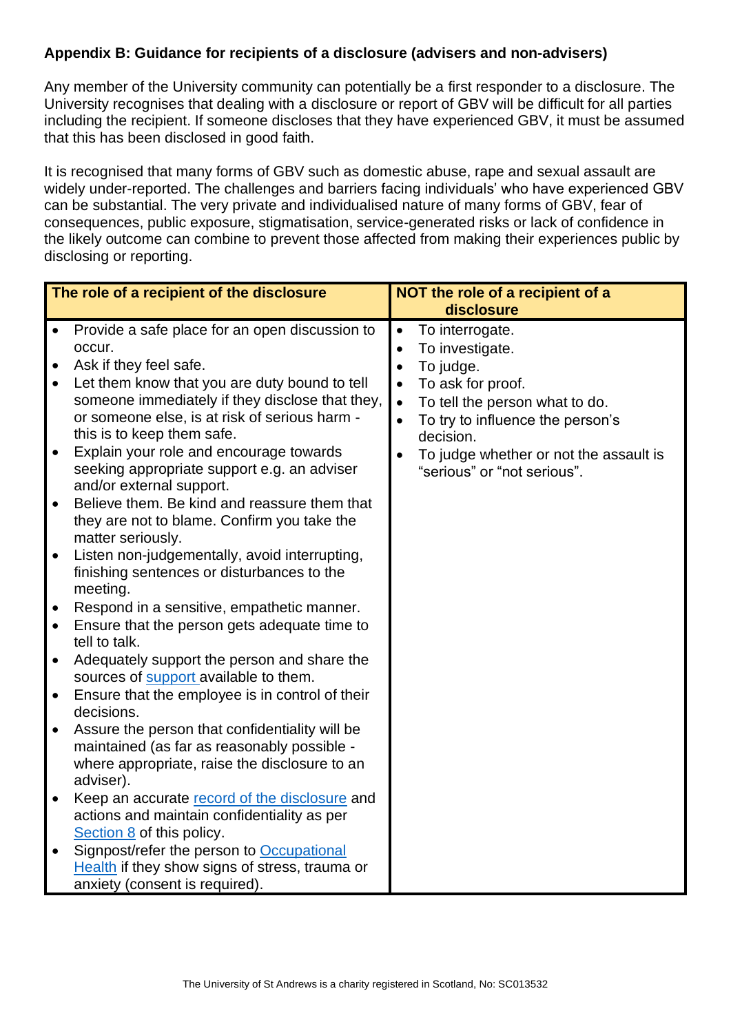## Appendix B: Guidance for recipients of a disclosure (advisers and non-advisers)

Any member of the University community can potentially be a first responder to a disclosure. The University recognises that dealing with a disclosure or report of GBV will be difficult for all parties including the recipient. If someone discloses that they have experienced GBV, it must be assumed that this has been disclosed in good faith.

It is recognised that many forms of GBV such as domestic abuse, rape and sexual assault are widely under-reported. The challenges and barriers facing individuals' who have experienced GBV can be substantial. The very private and individualised nature of many forms of GBV, fear of consequences, public exposure, stigmatisation, service-generated risks or lack of confidence in the likely outcome can combine to prevent those affected from making their experiences public by disclosing or reporting.

| The role of a recipient of the disclosure | NOT the role of a recipient of a disclosure |
|---|---|
| • Provide a safe place for an open discussion to occur.<br>• Ask if they feel safe.<br>• Let them know that you are duty bound to tell someone immediately if they disclose that they, or someone else, is at risk of serious harm - this is to keep them safe.<br>• Explain your role and encourage towards seeking appropriate support e.g. an adviser and/or external support.<br>• Believe them. Be kind and reassure them that they are not to blame. Confirm you take the matter seriously.<br>• Listen non-judgementally, avoid interrupting, finishing sentences or disturbances to the meeting.<br>• Respond in a sensitive, empathetic manner.<br>• Ensure that the person gets adequate time to tell to talk.<br>• Adequately support the person and share the sources of support available to them.<br>• Ensure that the employee is in control of their decisions.<br>• Assure the person that confidentiality will be maintained (as far as reasonably possible - where appropriate, raise the disclosure to an adviser).<br>• Keep an accurate record of the disclosure and actions and maintain confidentiality as per Section 8 of this policy.<br>• Signpost/refer the person to Occupational Health if they show signs of stress, trauma or anxiety (consent is required). | • To interrogate.<br>• To investigate.<br>• To judge.<br>• To ask for proof.<br>• To tell the person what to do.<br>• To try to influence the person's decision.<br>• To judge whether or not the assault is "serious" or "not serious". |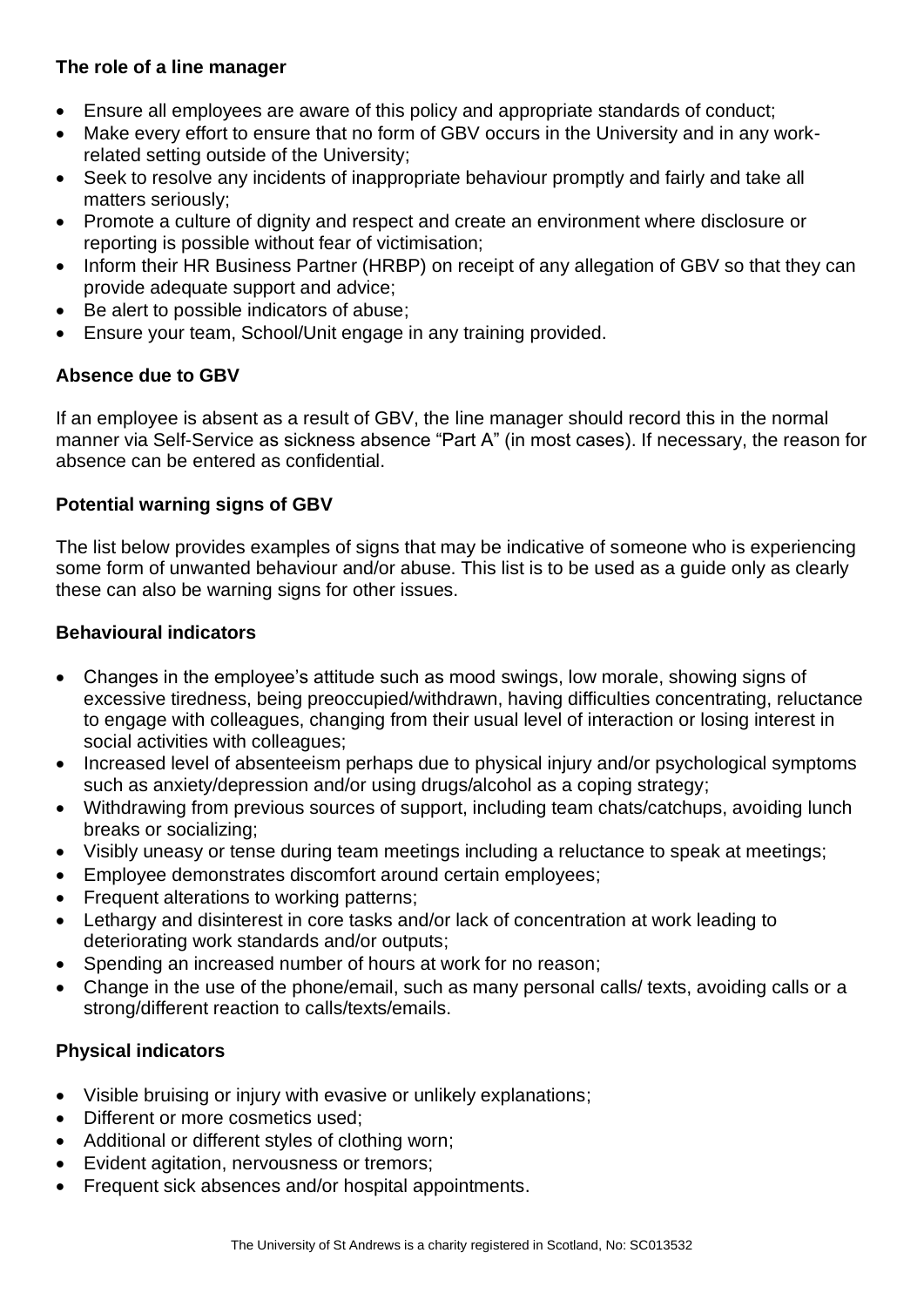**The role of a line manager**

- Ensure all employees are aware of this policy and appropriate standards of conduct;
- Make every effort to ensure that no form of GBV occurs in the University and in any work-related setting outside of the University;
- Seek to resolve any incidents of inappropriate behaviour promptly and fairly and take all matters seriously;
- Promote a culture of dignity and respect and create an environment where disclosure or reporting is possible without fear of victimisation;
- Inform their HR Business Partner (HRBP) on receipt of any allegation of GBV so that they can provide adequate support and advice;
- Be alert to possible indicators of abuse;
- Ensure your team, School/Unit engage in any training provided.

**Absence due to GBV**

If an employee is absent as a result of GBV, the line manager should record this in the normal manner via Self-Service as sickness absence "Part A" (in most cases). If necessary, the reason for absence can be entered as confidential.

**Potential warning signs of GBV**

The list below provides examples of signs that may be indicative of someone who is experiencing some form of unwanted behaviour and/or abuse. This list is to be used as a guide only as clearly these can also be warning signs for other issues.

**Behavioural indicators**

- Changes in the employee's attitude such as mood swings, low morale, showing signs of excessive tiredness, being preoccupied/withdrawn, having difficulties concentrating, reluctance to engage with colleagues, changing from their usual level of interaction or losing interest in social activities with colleagues;
- Increased level of absenteeism perhaps due to physical injury and/or psychological symptoms such as anxiety/depression and/or using drugs/alcohol as a coping strategy;
- Withdrawing from previous sources of support, including team chats/catchups, avoiding lunch breaks or socializing;
- Visibly uneasy or tense during team meetings including a reluctance to speak at meetings;
- Employee demonstrates discomfort around certain employees;
- Frequent alterations to working patterns;
- Lethargy and disinterest in core tasks and/or lack of concentration at work leading to deteriorating work standards and/or outputs;
- Spending an increased number of hours at work for no reason;
- Change in the use of the phone/email, such as many personal calls/ texts, avoiding calls or a strong/different reaction to calls/texts/emails.

**Physical indicators**

- Visible bruising or injury with evasive or unlikely explanations;
- Different or more cosmetics used;
- Additional or different styles of clothing worn;
- Evident agitation, nervousness or tremors;
- Frequent sick absences and/or hospital appointments.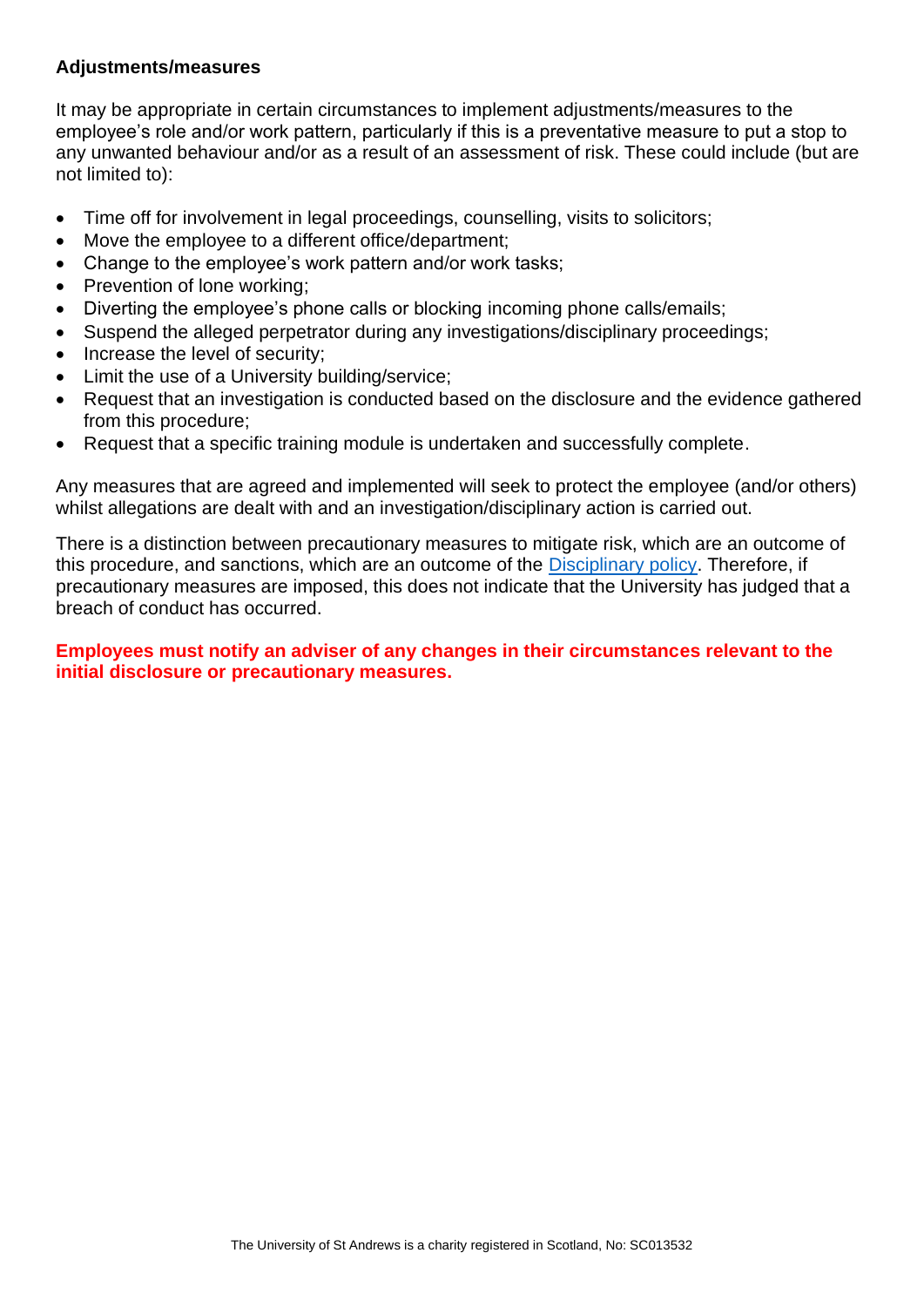**Adjustments/measures**

It may be appropriate in certain circumstances to implement adjustments/measures to the employee's role and/or work pattern, particularly if this is a preventative measure to put a stop to any unwanted behaviour and/or as a result of an assessment of risk. These could include (but are not limited to):

- Time off for involvement in legal proceedings, counselling, visits to solicitors;
- Move the employee to a different office/department;
- Change to the employee's work pattern and/or work tasks;
- Prevention of lone working;
- Diverting the employee's phone calls or blocking incoming phone calls/emails;
- Suspend the alleged perpetrator during any investigations/disciplinary proceedings;
- Increase the level of security;
- Limit the use of a University building/service;
- Request that an investigation is conducted based on the disclosure and the evidence gathered from this procedure;
- Request that a specific training module is undertaken and successfully complete.

Any measures that are agreed and implemented will seek to protect the employee (and/or others) whilst allegations are dealt with and an investigation/disciplinary action is carried out.

There is a distinction between precautionary measures to mitigate risk, which are an outcome of this procedure, and sanctions, which are an outcome of the Disciplinary policy. Therefore, if precautionary measures are imposed, this does not indicate that the University has judged that a breach of conduct has occurred.

**Employees must notify an adviser of any changes in their circumstances relevant to the initial disclosure or precautionary measures.**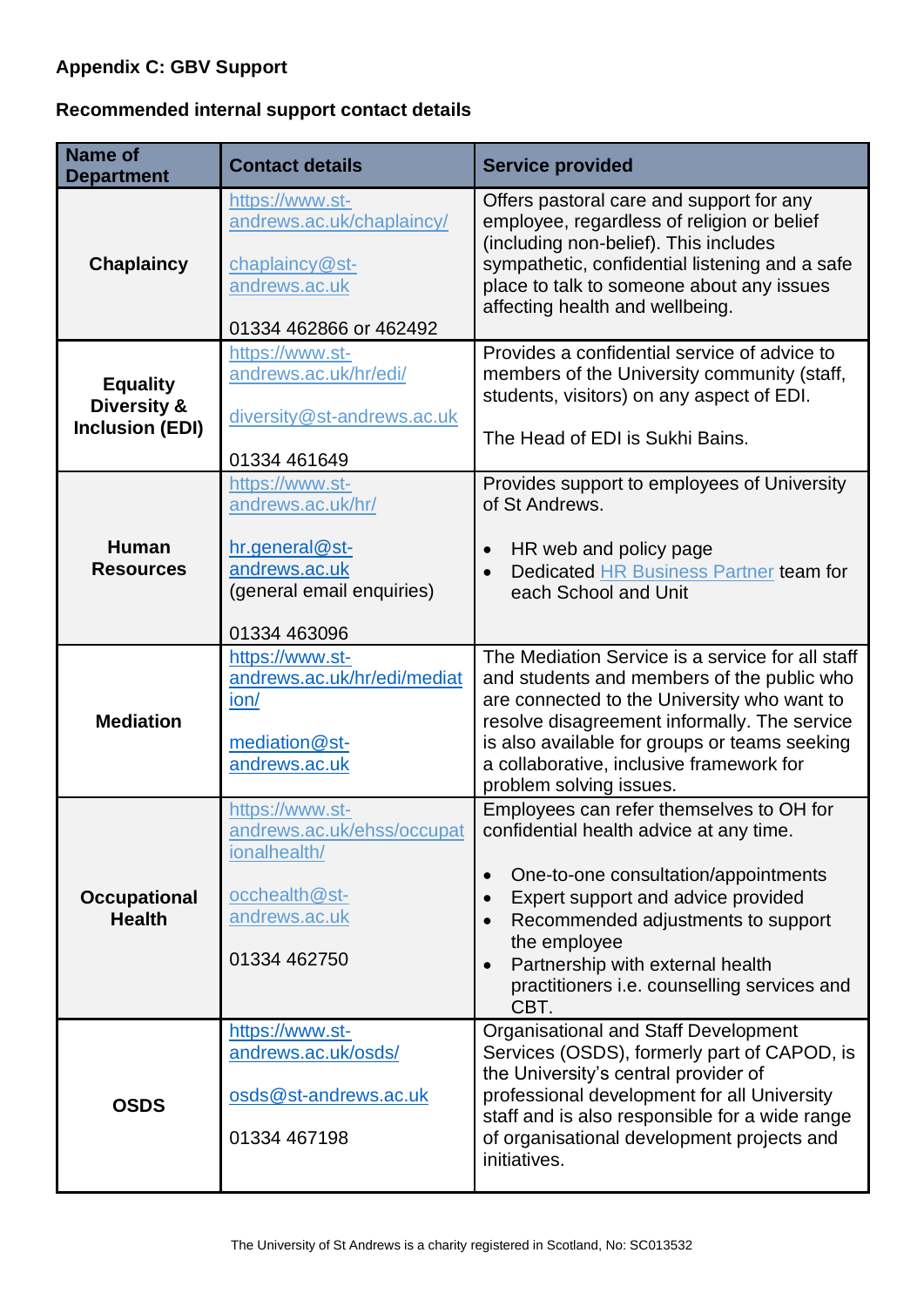**Appendix C: GBV Support**

**Recommended internal support contact details**

| Name of Department | Contact details | Service provided |
|---|---|---|
| **Chaplaincy** | https://www.st-andrews.ac.uk/chaplaincy/<br><br>chaplaincy@st-andrews.ac.uk<br><br>01334 462866 or 462492 | Offers pastoral care and support for any employee, regardless of religion or belief (including non-belief). This includes sympathetic, confidential listening and a safe place to talk to someone about any issues affecting health and wellbeing. |
| **Equality Diversity & Inclusion (EDI)** | https://www.st-andrews.ac.uk/hr/edi/<br><br>diversity@st-andrews.ac.uk<br><br>01334 461649 | Provides a confidential service of advice to members of the University community (staff, students, visitors) on any aspect of EDI.<br><br>The Head of EDI is Sukhi Bains. |
| **Human Resources** | https://www.st-andrews.ac.uk/hr/<br><br>hr.general@st-andrews.ac.uk (general email enquiries)<br><br>01334 463096 | Provides support to employees of University of St Andrews.<br><br>• HR web and policy page<br>• Dedicated HR Business Partner team for each School and Unit |
| **Mediation** | https://www.st-andrews.ac.uk/hr/edi/mediation/<br><br>mediation@st-andrews.ac.uk | The Mediation Service is a service for all staff and students and members of the public who are connected to the University who want to resolve disagreement informally. The service is also available for groups or teams seeking a collaborative, inclusive framework for problem solving issues. |
| **Occupational Health** | https://www.st-andrews.ac.uk/ehss/occupationalhealth/<br><br>occhealth@st-andrews.ac.uk<br><br>01334 462750 | Employees can refer themselves to OH for confidential health advice at any time.<br><br>• One-to-one consultation/appointments<br>• Expert support and advice provided<br>• Recommended adjustments to support the employee<br>• Partnership with external health practitioners i.e. counselling services and CBT. |
| **OSDS** | https://www.st-andrews.ac.uk/osds/<br><br>osds@st-andrews.ac.uk<br><br>01334 467198 | Organisational and Staff Development Services (OSDS), formerly part of CAPOD, is the University's central provider of professional development for all University staff and is also responsible for a wide range of organisational development projects and initiatives. |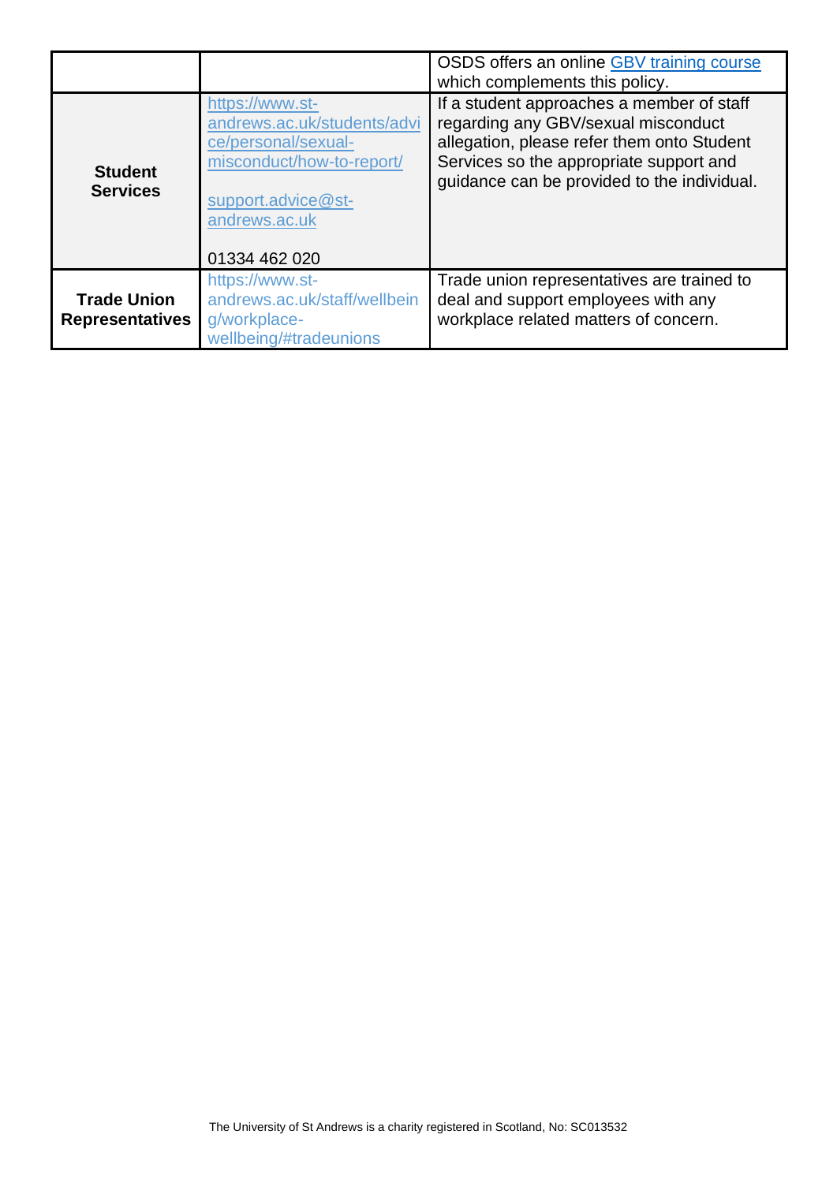| | | |
|---|---|---|
| | | OSDS offers an online GBV training course which complements this policy. |
| **Student Services** | https://www.st-andrews.ac.uk/students/advice/personal/sexual-misconduct/how-to-report/<br><br>support.advice@st-andrews.ac.uk<br><br>01334 462 020 | If a student approaches a member of staff regarding any GBV/sexual misconduct allegation, please refer them onto Student Services so the appropriate support and guidance can be provided to the individual. |
| **Trade Union Representatives** | https://www.st-andrews.ac.uk/staff/wellbeing/workplace-wellbeing/#tradeunions | Trade union representatives are trained to deal and support employees with any workplace related matters of concern. |

The University of St Andrews is a charity registered in Scotland, No: SC013532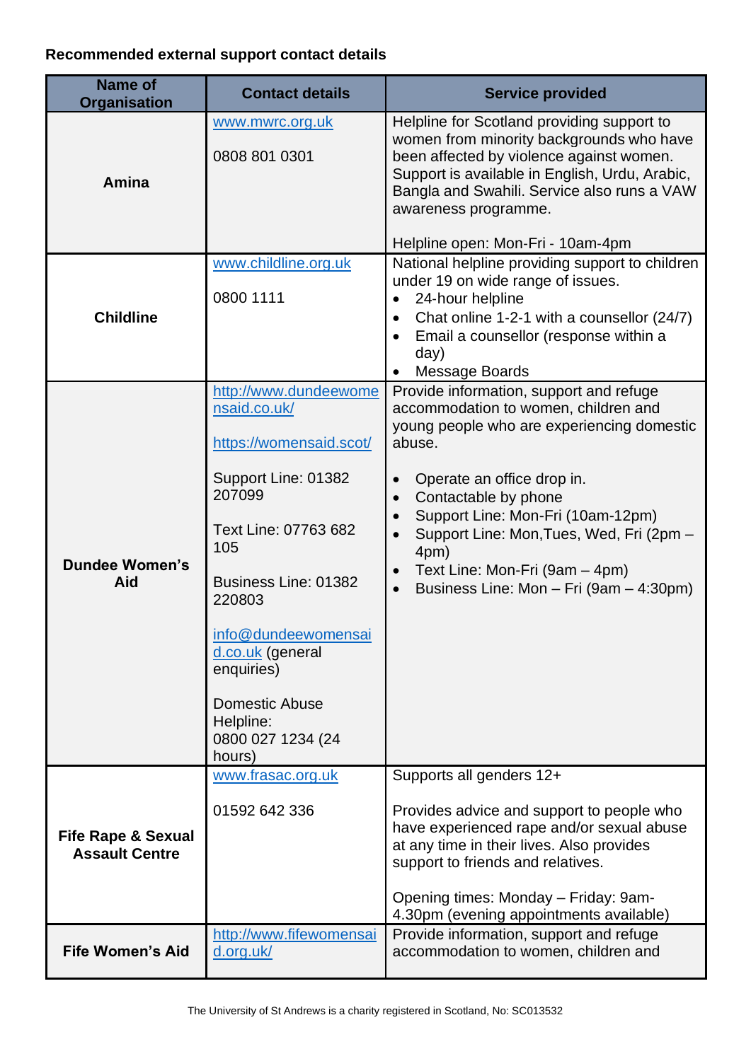**Recommended external support contact details**

| Name of Organisation | Contact details | Service provided |
|---|---|---|
| **Amina** | www.mwrc.org.uk<br><br>0808 801 0301 | Helpline for Scotland providing support to women from minority backgrounds who have been affected by violence against women. Support is available in English, Urdu, Arabic, Bangla and Swahili. Service also runs a VAW awareness programme.<br><br>Helpline open: Mon-Fri - 10am-4pm |
| **Childline** | www.childline.org.uk<br><br>0800 1111 | National helpline providing support to children under 19 on wide range of issues.<br>• 24-hour helpline<br>• Chat online 1-2-1 with a counsellor (24/7)<br>• Email a counsellor (response within a day)<br>• Message Boards |
| **Dundee Women's Aid** | http://www.dundeewomensaid.co.uk/<br><br>https://womensaid.scot/<br><br>Support Line: 01382 207099<br><br>Text Line: 07763 682 105<br><br>Business Line: 01382 220803<br><br>info@dundeewomensaid.co.uk (general enquiries)<br><br>Domestic Abuse Helpline:<br>0800 027 1234 (24 hours) | Provide information, support and refuge accommodation to women, children and young people who are experiencing domestic abuse.<br><br>• Operate an office drop in.<br>• Contactable by phone<br>• Support Line: Mon-Fri (10am-12pm)<br>• Support Line: Mon,Tues, Wed, Fri (2pm – 4pm)<br>• Text Line: Mon-Fri (9am – 4pm)<br>• Business Line: Mon – Fri (9am – 4:30pm) |
| **Fife Rape & Sexual Assault Centre** | www.frasac.org.uk<br><br>01592 642 336 | Supports all genders 12+<br><br>Provides advice and support to people who have experienced rape and/or sexual abuse at any time in their lives. Also provides support to friends and relatives.<br><br>Opening times: Monday – Friday: 9am-4.30pm (evening appointments available) |
| **Fife Women's Aid** | http://www.fifewomensaid.org.uk/ | Provide information, support and refuge accommodation to women, children and |

The University of St Andrews is a charity registered in Scotland, No: SC013532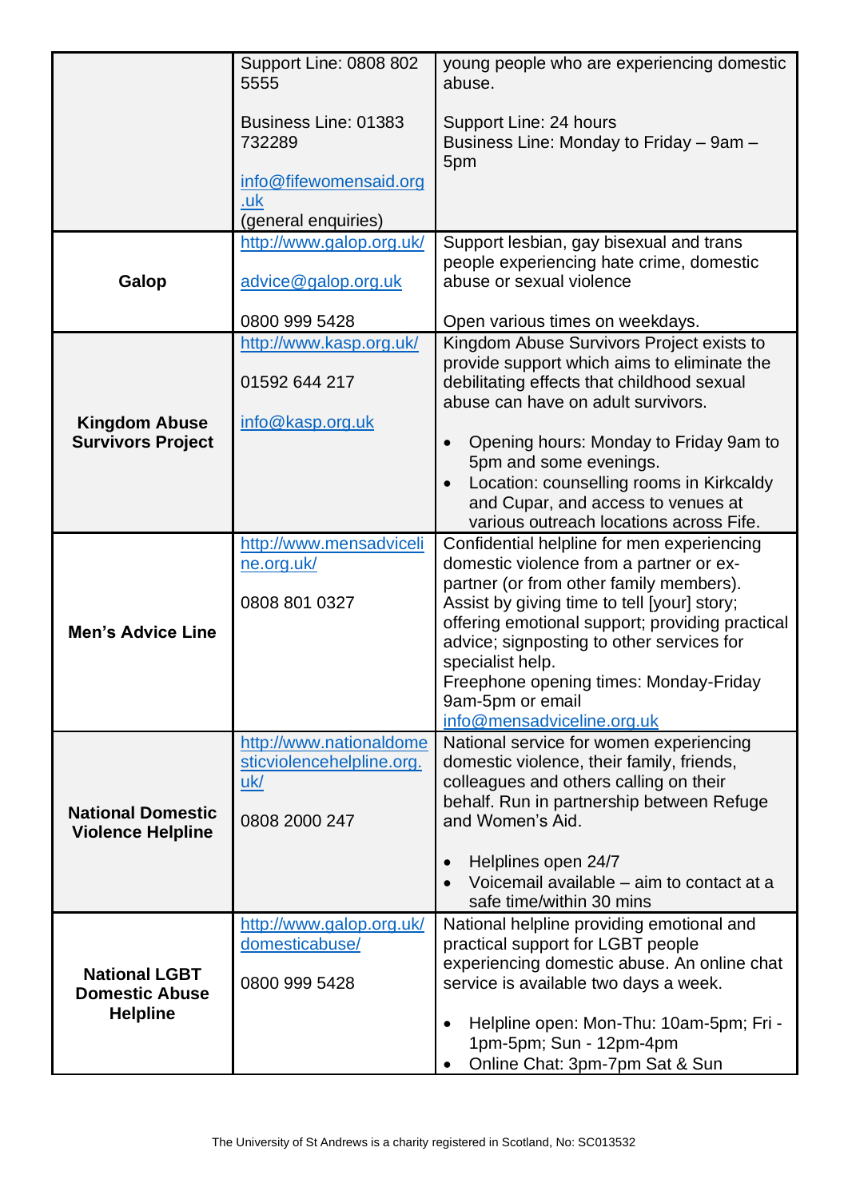| | | |
|---|---|---|
| | Support Line: 0808 802 5555<br><br>Business Line: 01383 732289<br><br>info@fifewomensaid.org.uk<br>(general enquiries) | young people who are experiencing domestic abuse.<br><br>Support Line: 24 hours<br>Business Line: Monday to Friday – 9am – 5pm |
| **Galop** | http://www.galop.org.uk/<br><br>advice@galop.org.uk<br><br>0800 999 5428 | Support lesbian, gay bisexual and trans people experiencing hate crime, domestic abuse or sexual violence<br><br>Open various times on weekdays. |
| **Kingdom Abuse Survivors Project** | http://www.kasp.org.uk/<br><br>01592 644 217<br><br>info@kasp.org.uk | Kingdom Abuse Survivors Project exists to provide support which aims to eliminate the debilitating effects that childhood sexual abuse can have on adult survivors.<br><br>• Opening hours: Monday to Friday 9am to 5pm and some evenings.<br>• Location: counselling rooms in Kirkcaldy and Cupar, and access to venues at various outreach locations across Fife. |
| **Men's Advice Line** | http://www.mensadviceline.org.uk/<br><br>0808 801 0327 | Confidential helpline for men experiencing domestic violence from a partner or ex-partner (or from other family members). Assist by giving time to tell [your] story; offering emotional support; providing practical advice; signposting to other services for specialist help.<br>Freephone opening times: Monday-Friday 9am-5pm or email info@mensadviceline.org.uk |
| **National Domestic Violence Helpline** | http://www.nationaldomesticviolencehelpline.org.uk/<br><br>0808 2000 247 | National service for women experiencing domestic violence, their family, friends, colleagues and others calling on their behalf. Run in partnership between Refuge and Women's Aid.<br><br>• Helplines open 24/7<br>• Voicemail available – aim to contact at a safe time/within 30 mins |
| **National LGBT Domestic Abuse Helpline** | http://www.galop.org.uk/domesticabuse/<br><br>0800 999 5428 | National helpline providing emotional and practical support for LGBT people experiencing domestic abuse. An online chat service is available two days a week.<br><br>• Helpline open: Mon-Thu: 10am-5pm; Fri - 1pm-5pm; Sun - 12pm-4pm<br>• Online Chat: 3pm-7pm Sat & Sun |

The University of St Andrews is a charity registered in Scotland, No: SC013532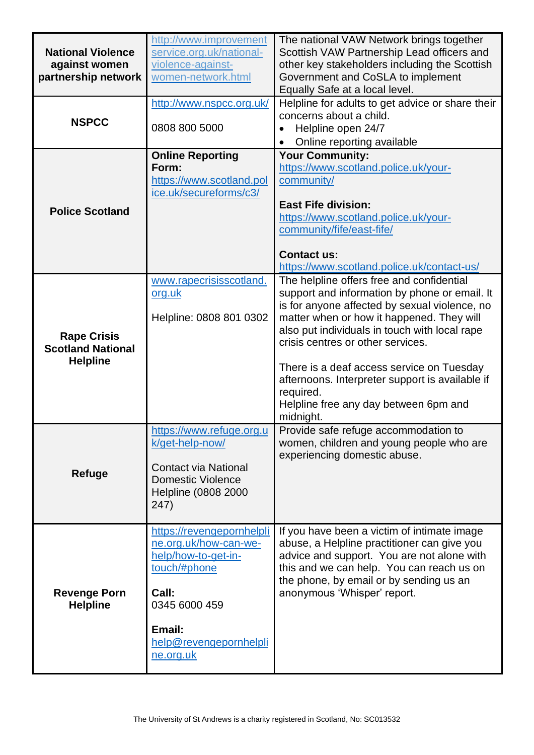| | | |
|---|---|---|
| **National Violence against women partnership network** | http://www.improvementservice.org.uk/national-violence-against-women-network.html | The national VAW Network brings together Scottish VAW Partnership Lead officers and other key stakeholders including the Scottish Government and CoSLA to implement Equally Safe at a local level. |
| **NSPCC** | http://www.nspcc.org.uk/<br><br>0808 800 5000 | Helpline for adults to get advice or share their concerns about a child.<br>• Helpline open 24/7<br>• Online reporting available |
| **Police Scotland** | **Online Reporting Form:**<br>https://www.scotland.police.uk/secureforms/c3/ | **Your Community:**<br>https://www.scotland.police.uk/your-community/<br><br>**East Fife division:**<br>https://www.scotland.police.uk/your-community/fife/east-fife/<br><br>**Contact us:**<br>https://www.scotland.police.uk/contact-us/ |
| **Rape Crisis Scotland National Helpline** | www.rapecrisisscotland.org.uk<br><br>Helpline: 0808 801 0302 | The helpline offers free and confidential support and information by phone or email. It is for anyone affected by sexual violence, no matter when or how it happened. They will also put individuals in touch with local rape crisis centres or other services.<br><br>There is a deaf access service on Tuesday afternoons. Interpreter support is available if required.<br>Helpline free any day between 6pm and midnight. |
| **Refuge** | https://www.refuge.org.uk/get-help-now/<br><br>Contact via National Domestic Violence Helpline (0808 2000 247) | Provide safe refuge accommodation to women, children and young people who are experiencing domestic abuse. |
| **Revenge Porn Helpline** | https://revengepornhelpline.org.uk/how-can-we-help/how-to-get-in-touch/#phone<br><br>**Call:**<br>0345 6000 459<br><br>**Email:**<br>help@revengepornhelpline.org.uk | If you have been a victim of intimate image abuse, a Helpline practitioner can give you advice and support. You are not alone with this and we can help. You can reach us on the phone, by email or by sending us an anonymous 'Whisper' report. |

The University of St Andrews is a charity registered in Scotland, No: SC013532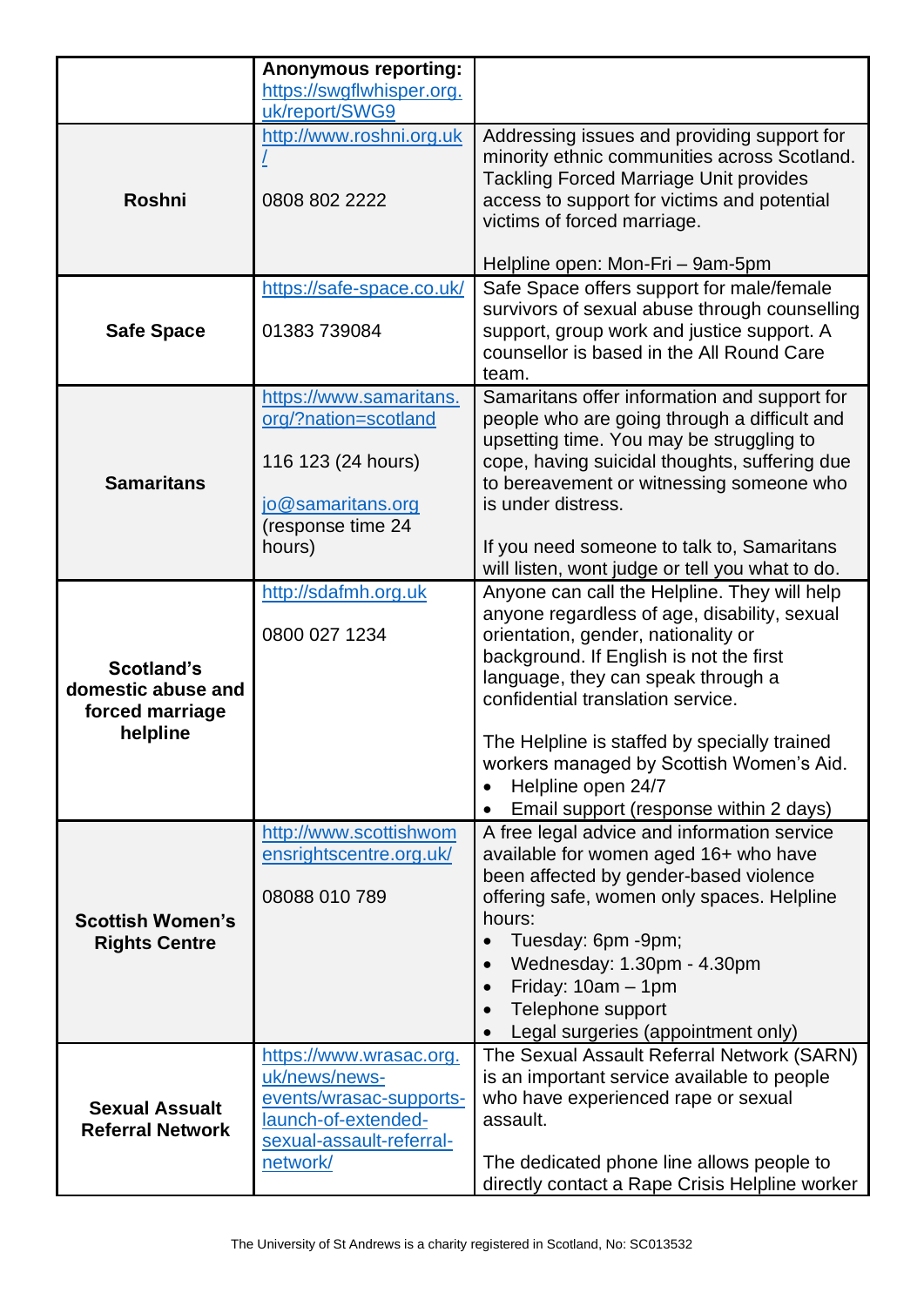| | | |
|---|---|---|
| | **Anonymous reporting:** https://swgflwhisper.org.uk/report/SWG9 | |
| **Roshni** | http://www.roshni.org.uk/<br><br>0808 802 2222 | Addressing issues and providing support for minority ethnic communities across Scotland. Tackling Forced Marriage Unit provides access to support for victims and potential victims of forced marriage.<br><br>Helpline open: Mon-Fri – 9am-5pm |
| **Safe Space** | https://safe-space.co.uk/<br><br>01383 739084 | Safe Space offers support for male/female survivors of sexual abuse through counselling support, group work and justice support. A counsellor is based in the All Round Care team. |
| **Samaritans** | https://www.samaritans.org/?nation=scotland<br><br>116 123 (24 hours)<br><br>jo@samaritans.org (response time 24 hours) | Samaritans offer information and support for people who are going through a difficult and upsetting time. You may be struggling to cope, having suicidal thoughts, suffering due to bereavement or witnessing someone who is under distress.<br><br>If you need someone to talk to, Samaritans will listen, wont judge or tell you what to do. |
| **Scotland's domestic abuse and forced marriage helpline** | http://sdafmh.org.uk<br><br>0800 027 1234 | Anyone can call the Helpline. They will help anyone regardless of age, disability, sexual orientation, gender, nationality or background. If English is not the first language, they can speak through a confidential translation service.<br><br>The Helpline is staffed by specially trained workers managed by Scottish Women's Aid.<br>• Helpline open 24/7<br>• Email support (response within 2 days) |
| **Scottish Women's Rights Centre** | http://www.scottishwomensrightscentre.org.uk/<br><br>08088 010 789 | A free legal advice and information service available for women aged 16+ who have been affected by gender-based violence offering safe, women only spaces. Helpline hours:<br>• Tuesday: 6pm -9pm;<br>• Wednesday: 1.30pm - 4.30pm<br>• Friday: 10am – 1pm<br>• Telephone support<br>• Legal surgeries (appointment only) |
| **Sexual Assault Referral Network** | https://www.wrasac.org.uk/news/news-events/wrasac-supports-launch-of-extended-sexual-assault-referral-network/ | The Sexual Assault Referral Network (SARN) is an important service available to people who have experienced rape or sexual assault.<br><br>The dedicated phone line allows people to directly contact a Rape Crisis Helpline worker |

The University of St Andrews is a charity registered in Scotland, No: SC013532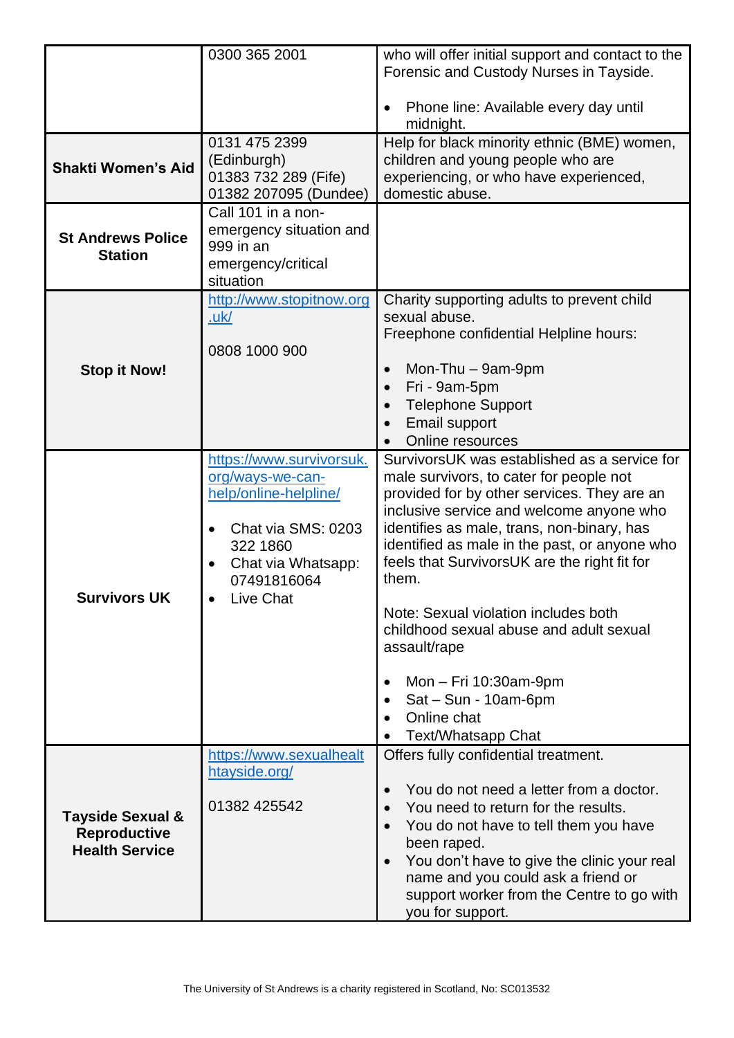| | | |
|---|---|---|
| | 0300 365 2001 | who will offer initial support and contact to the Forensic and Custody Nurses in Tayside.<br><br>• Phone line: Available every day until midnight. |
| **Shakti Women's Aid** | 0131 475 2399 (Edinburgh)<br>01383 732 289 (Fife)<br>01382 207095 (Dundee) | Help for black minority ethnic (BME) women, children and young people who are experiencing, or who have experienced, domestic abuse. |
| **St Andrews Police Station** | Call 101 in a non-emergency situation and 999 in an emergency/critical situation | |
| **Stop it Now!** | [http://www.stopitnow.org.uk/](http://www.stopitnow.org.uk/)<br><br>0808 1000 900 | Charity supporting adults to prevent child sexual abuse.<br>Freephone confidential Helpline hours:<br><br>• Mon-Thu – 9am-9pm<br>• Fri - 9am-5pm<br>• Telephone Support<br>• Email support<br>• Online resources |
| **Survivors UK** | [https://www.survivorsuk.org/ways-we-can-help/online-helpline/](https://www.survivorsuk.org/ways-we-can-help/online-helpline/)<br><br>• Chat via SMS: 0203 322 1860<br>• Chat via Whatsapp: 07491816064<br>• Live Chat | SurvivorsUK was established as a service for male survivors, to cater for people not provided for by other services. They are an inclusive service and welcome anyone who identifies as male, trans, non-binary, has identified as male in the past, or anyone who feels that SurvivorsUK are the right fit for them.<br><br>Note: Sexual violation includes both childhood sexual abuse and adult sexual assault/rape<br><br>• Mon – Fri 10:30am-9pm<br>• Sat – Sun - 10am-6pm<br>• Online chat<br>• Text/Whatsapp Chat |
| **Tayside Sexual & Reproductive Health Service** | [https://www.sexualhealthtayside.org/](https://www.sexualhealthtayside.org/)<br><br>01382 425542 | Offers fully confidential treatment.<br><br>• You do not need a letter from a doctor.<br>• You need to return for the results.<br>• You do not have to tell them you have been raped.<br>• You don't have to give the clinic your real name and you could ask a friend or support worker from the Centre to go with you for support. |

The University of St Andrews is a charity registered in Scotland, No: SC013532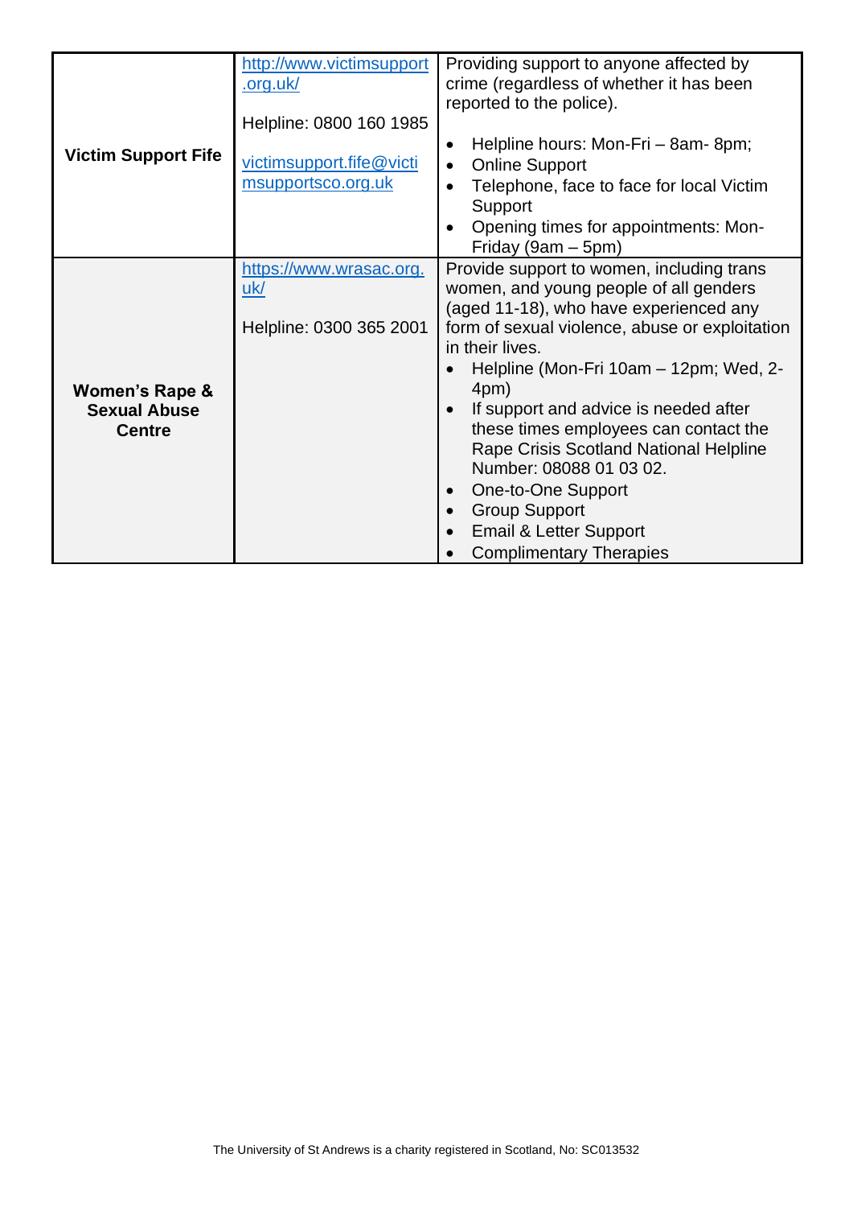| | | |
|---|---|---|
| **Victim Support Fife** | http://www.victimsupport.org.uk/<br><br>Helpline: 0800 160 1985<br><br>victimsupport.fife@victimsupportsco.org.uk | Providing support to anyone affected by crime (regardless of whether it has been reported to the police).<br><br>• Helpline hours: Mon-Fri – 8am- 8pm;<br>• Online Support<br>• Telephone, face to face for local Victim Support<br>• Opening times for appointments: Mon-Friday (9am – 5pm) |
| **Women's Rape & Sexual Abuse Centre** | https://www.wrasac.org.uk/<br><br>Helpline: 0300 365 2001 | Provide support to women, including trans women, and young people of all genders (aged 11-18), who have experienced any form of sexual violence, abuse or exploitation in their lives.<br>• Helpline (Mon-Fri 10am – 12pm; Wed, 2-4pm)<br>• If support and advice is needed after these times employees can contact the Rape Crisis Scotland National Helpline Number: 08088 01 03 02.<br>• One-to-One Support<br>• Group Support<br>• Email & Letter Support<br>• Complimentary Therapies |

The University of St Andrews is a charity registered in Scotland, No: SC013532